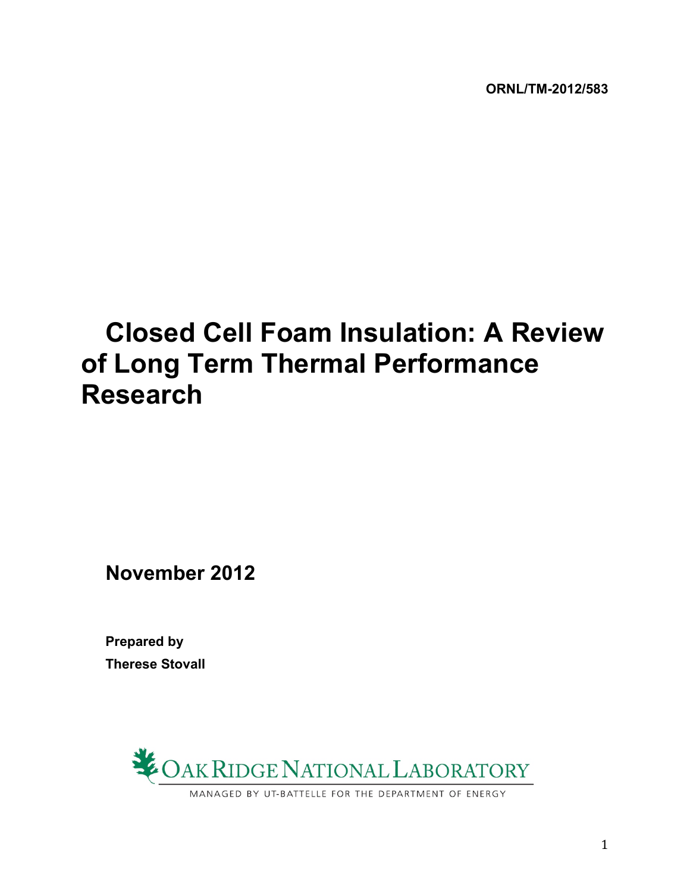ORNL/TM-2012/583

# Closed Cell Foam Insulation: A Review of Long Term Thermal Performance Research

**November 2012**

**Prepared by**

**Therese Stovall**

OAK RIDGE NATIONAL LABORATORY

MANAGED BY UT-BATTELLE FOR THE DEPARTMENT OF ENERGY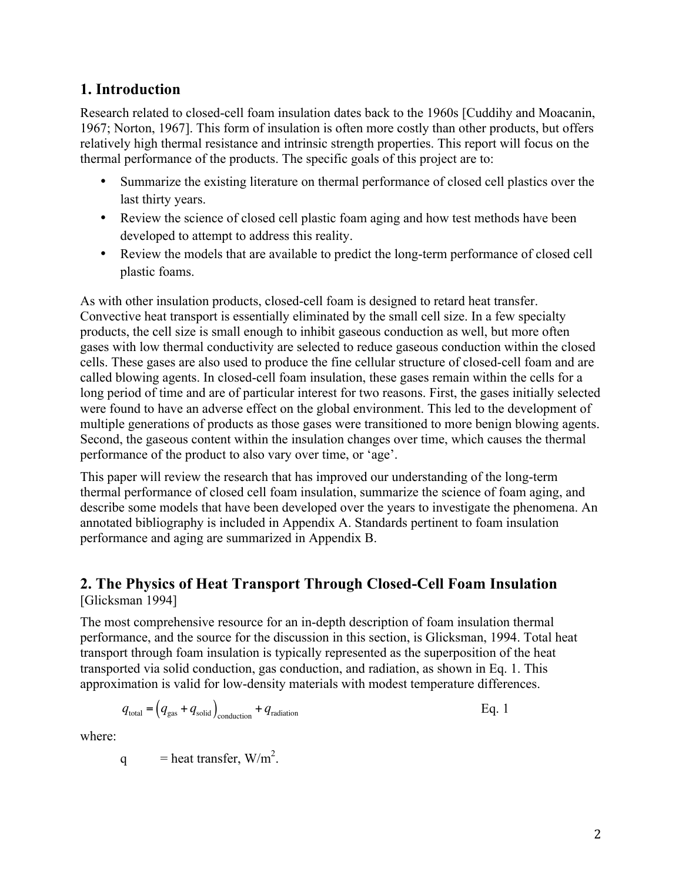## 1. Introduction

Research related to closed-cell foam insulation dates back to the 1960s [Cuddihy and Moacanin, 1967; Norton, 1967]. This form of insulation is often more costly than other products, but offers relatively high thermal resistance and intrinsic strength properties. This report will focus on the thermal performance of the products. The specific goals of this project are to:

- Summarize the existing literature on thermal performance of closed cell plastics over the last thirty years.
- Review the science of closed cell plastic foam aging and how test methods have been developed to attempt to address this reality.
- Review the models that are available to predict the long-term performance of closed cell plastic foams.

As with other insulation products, closed-cell foam is designed to retard heat transfer. Convective heat transport is essentially eliminated by the small cell size. In a few specialty products, the cell size is small enough to inhibit gaseous conduction as well, but more often gases with low thermal conductivity are selected to reduce gaseous conduction within the closed cells. These gases are also used to produce the fine cellular structure of closed-cell foam and are called blowing agents. In closed-cell foam insulation, these gases remain within the cells for a long period of time and are of particular interest for two reasons. First, the gases initially selected were found to have an adverse effect on the global environment. This led to the development of multiple generations of products as those gases were transitioned to more benign blowing agents. Second, the gaseous content within the insulation changes over time, which causes the thermal performance of the product to also vary over time, or 'age'.

This paper will review the research that has improved our understanding of the long-term thermal performance of closed cell foam insulation, summarize the science of foam aging, and describe some models that have been developed over the years to investigate the phenomena. An annotated bibliography is included in Appendix A. Standards pertinent to foam insulation performance and aging are summarized in Appendix B.

## 2. The Physics of Heat Transport Through Closed-Cell Foam Insulation

[Glicksman 1994]

The most comprehensive resource for an in-depth description of foam insulation thermal performance, and the source for the discussion in this section, is Glicksman, 1994. Total heat transport through foam insulation is typically represented as the superposition of the heat transported via solid conduction, gas conduction, and radiation, as shown in Eq. 1. This approximation is valid for low-density materials with modest temperature differences.

$$q_{\text{total}} = \left(q_{\text{gas}} + q_{\text{solid}}\right)_{\text{conduction}} + q_{\text{radiation}} \qquad \text{Eq. 1}$$

where:

q = heat transfer, W/m$^2$.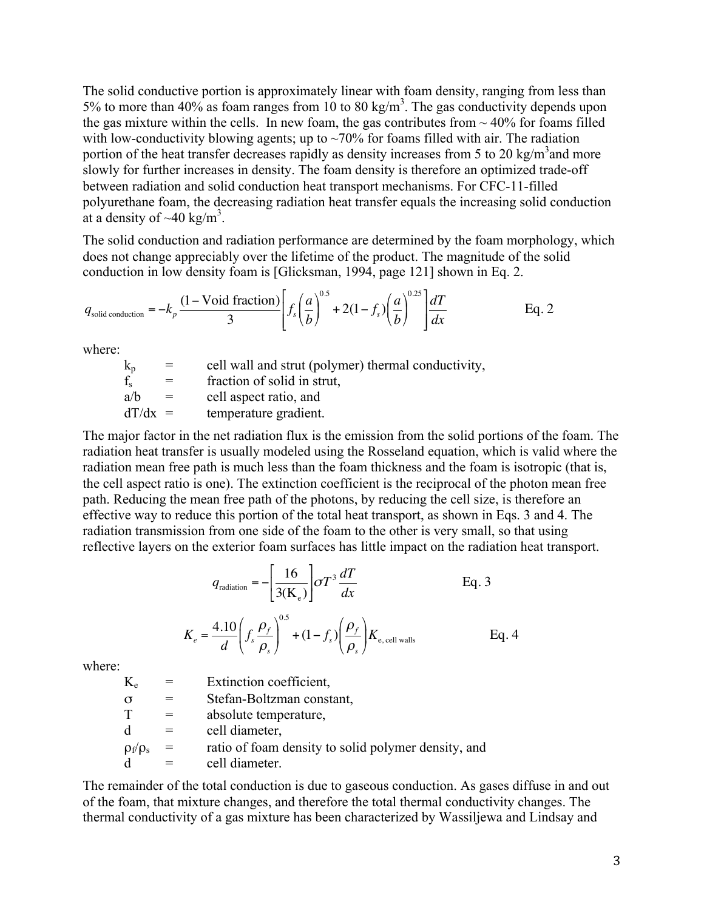The solid conductive portion is approximately linear with foam density, ranging from less than 5% to more than 40% as foam ranges from 10 to 80 kg/m$^3$. The gas conductivity depends upon the gas mixture within the cells. In new foam, the gas contributes from ~ 40% for foams filled with low-conductivity blowing agents; up to ~70% for foams filled with air. The radiation portion of the heat transfer decreases rapidly as density increases from 5 to 20 kg/m$^3$and more slowly for further increases in density. The foam density is therefore an optimized trade-off between radiation and solid conduction heat transport mechanisms. For CFC-11-filled polyurethane foam, the decreasing radiation heat transfer equals the increasing solid conduction at a density of ~40 kg/m$^3$.

The solid conduction and radiation performance are determined by the foam morphology, which does not change appreciably over the lifetime of the product. The magnitude of the solid conduction in low density foam is [Glicksman, 1994, page 121] shown in Eq. 2.

$$q_{\text{solid conduction}} = -k_p \frac{(1-\text{Void fraction})}{3}\left[ f_s \left(\frac{a}{b}\right)^{0.5} + 2(1-f_s)\left(\frac{a}{b}\right)^{0.25}\right]\frac{dT}{dx} \qquad \text{Eq. 2}$$

where:

- $k_p$ = cell wall and strut (polymer) thermal conductivity,
- $f_s$ = fraction of solid in strut,
- $a/b$ = cell aspect ratio, and
- $dT/dx$ = temperature gradient.

The major factor in the net radiation flux is the emission from the solid portions of the foam. The radiation heat transfer is usually modeled using the Rosseland equation, which is valid where the radiation mean free path is much less than the foam thickness and the foam is isotropic (that is, the cell aspect ratio is one). The extinction coefficient is the reciprocal of the photon mean free path. Reducing the mean free path of the photons, by reducing the cell size, is therefore an effective way to reduce this portion of the total heat transport, as shown in Eqs. 3 and 4. The radiation transmission from one side of the foam to the other is very small, so that using reflective layers on the exterior foam surfaces has little impact on the radiation heat transport.

$$q_{\text{radiation}} = -\left[\frac{16}{3(\text{K}_\text{e})}\right]\sigma T^3 \frac{dT}{dx} \qquad \text{Eq. 3}$$

$$K_e = \frac{4.10}{d}\left( f_s \frac{\rho_f}{\rho_s}\right)^{0.5} + (1-f_s)\left(\frac{\rho_f}{\rho_s}\right) K_{\text{e, cell walls}} \qquad \text{Eq. 4}$$

where:

- $K_e$ = Extinction coefficient,
- $\sigma$ = Stefan-Boltzman constant,
- $T$ = absolute temperature,
- $d$ = cell diameter,
- $\rho_f/\rho_s$ = ratio of foam density to solid polymer density, and
- $d$ = cell diameter.

The remainder of the total conduction is due to gaseous conduction. As gases diffuse in and out of the foam, that mixture changes, and therefore the total thermal conductivity changes. The thermal conductivity of a gas mixture has been characterized by Wassiljewa and Lindsay and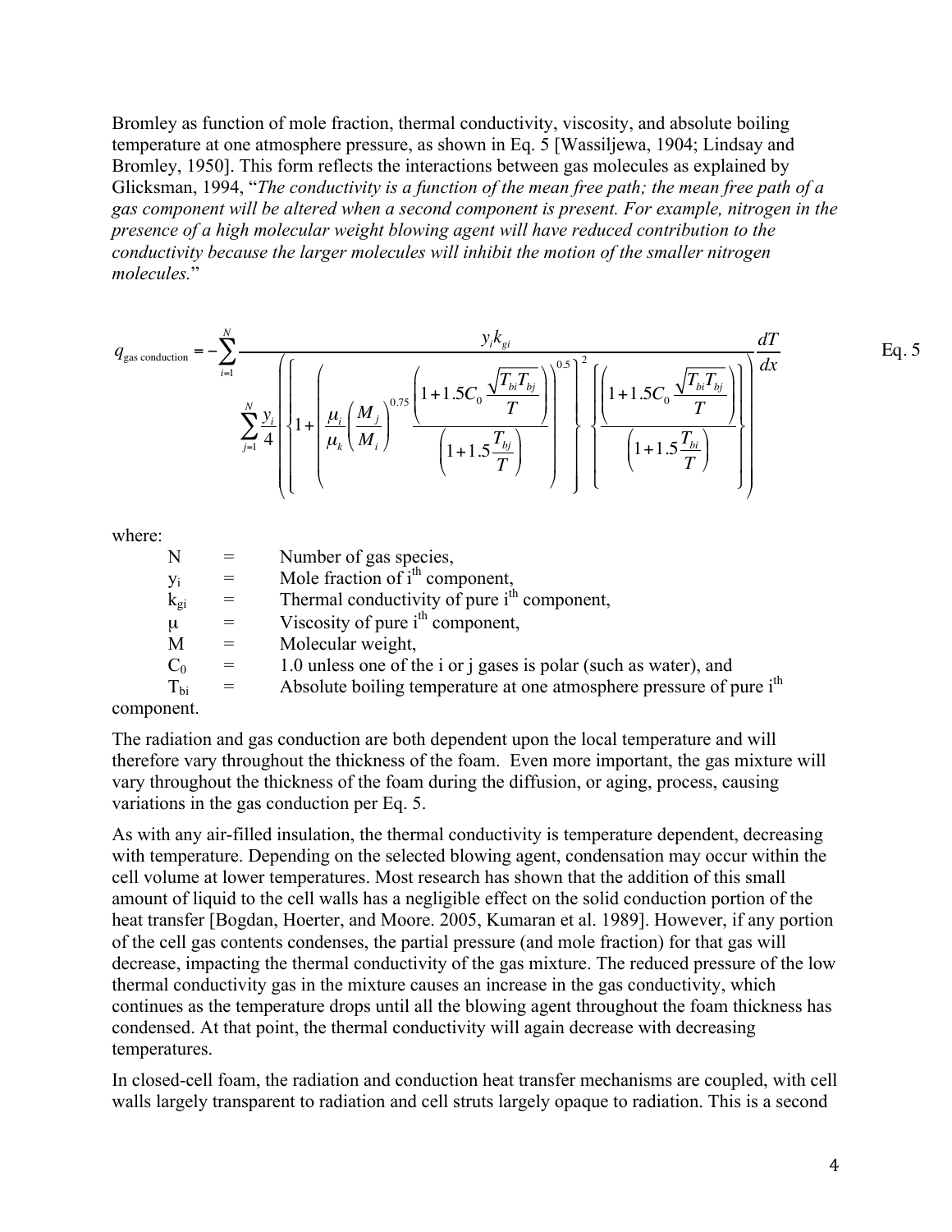Bromley as function of mole fraction, thermal conductivity, viscosity, and absolute boiling temperature at one atmosphere pressure, as shown in Eq. 5 [Wassiljewa, 1904; Lindsay and Bromley, 1950]. This form reflects the interactions between gas molecules as explained by Glicksman, 1994, "*The conductivity is a function of the mean free path; the mean free path of a gas component will be altered when a second component is present. For example, nitrogen in the presence of a high molecular weight blowing agent will have reduced contribution to the conductivity because the larger molecules will inhibit the motion of the smaller nitrogen molecules.*"

$$q_{\text{gas conduction}} = -\sum_{i=1}^{N} \frac{y_i k_{gi}}{\displaystyle\sum_{j=1}^{N} \frac{y_i}{4} \left( \left\{ 1 + \left( \frac{\mu_i}{\mu_k} \left( \frac{M_j}{M_i} \right)^{0.75} \frac{\left( 1 + 1.5 C_0 \frac{\sqrt{T_{bi} T_{bj}}}{T} \right)}{\left( 1 + 1.5 \frac{T_{bj}}{T} \right)} \right)^{0.5} \right\}^{2} \left\{ \frac{\left( 1 + 1.5 C_0 \frac{\sqrt{T_{bi} T_{bj}}}{T} \right)}{\left( 1 + 1.5 \frac{T_{bi}}{T} \right)} \right\} \right)} \frac{dT}{dx} \qquad \text{Eq. 5}$$

where:

| | | |
|---|---|---|
| N | = | Number of gas species, |
| $y_i$ | = | Mole fraction of $i^{th}$ component, |
| $k_{gi}$ | = | Thermal conductivity of pure $i^{th}$ component, |
| $\mu$ | = | Viscosity of pure $i^{th}$ component, |
| M | = | Molecular weight, |
| $C_0$ | = | 1.0 unless one of the i or j gases is polar (such as water), and |
| $T_{bi}$ | = | Absolute boiling temperature at one atmosphere pressure of pure $i^{th}$ component. |

The radiation and gas conduction are both dependent upon the local temperature and will therefore vary throughout the thickness of the foam. Even more important, the gas mixture will vary throughout the thickness of the foam during the diffusion, or aging, process, causing variations in the gas conduction per Eq. 5.

As with any air-filled insulation, the thermal conductivity is temperature dependent, decreasing with temperature. Depending on the selected blowing agent, condensation may occur within the cell volume at lower temperatures. Most research has shown that the addition of this small amount of liquid to the cell walls has a negligible effect on the solid conduction portion of the heat transfer [Bogdan, Hoerter, and Moore. 2005, Kumaran et al. 1989]. However, if any portion of the cell gas contents condenses, the partial pressure (and mole fraction) for that gas will decrease, impacting the thermal conductivity of the gas mixture. The reduced pressure of the low thermal conductivity gas in the mixture causes an increase in the gas conductivity, which continues as the temperature drops until all the blowing agent throughout the foam thickness has condensed. At that point, the thermal conductivity will again decrease with decreasing temperatures.

In closed-cell foam, the radiation and conduction heat transfer mechanisms are coupled, with cell walls largely transparent to radiation and cell struts largely opaque to radiation. This is a second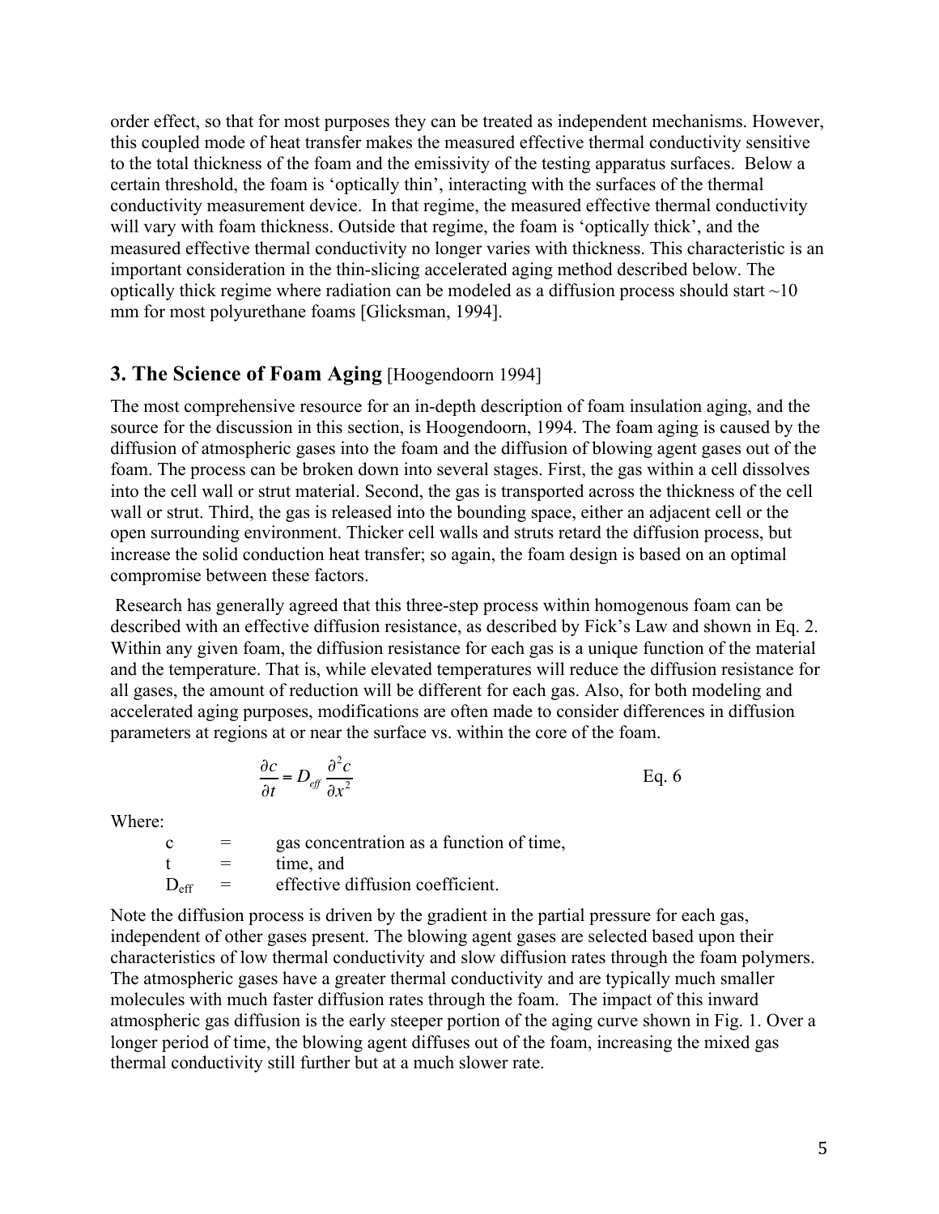order effect, so that for most purposes they can be treated as independent mechanisms. However, this coupled mode of heat transfer makes the measured effective thermal conductivity sensitive to the total thickness of the foam and the emissivity of the testing apparatus surfaces. Below a certain threshold, the foam is 'optically thin', interacting with the surfaces of the thermal conductivity measurement device. In that regime, the measured effective thermal conductivity will vary with foam thickness. Outside that regime, the foam is 'optically thick', and the measured effective thermal conductivity no longer varies with thickness. This characteristic is an important consideration in the thin-slicing accelerated aging method described below. The optically thick regime where radiation can be modeled as a diffusion process should start ~10 mm for most polyurethane foams [Glicksman, 1994].

## 3. The Science of Foam Aging [Hoogendoorn 1994]

The most comprehensive resource for an in-depth description of foam insulation aging, and the source for the discussion in this section, is Hoogendoorn, 1994. The foam aging is caused by the diffusion of atmospheric gases into the foam and the diffusion of blowing agent gases out of the foam. The process can be broken down into several stages. First, the gas within a cell dissolves into the cell wall or strut material. Second, the gas is transported across the thickness of the cell wall or strut. Third, the gas is released into the bounding space, either an adjacent cell or the open surrounding environment. Thicker cell walls and struts retard the diffusion process, but increase the solid conduction heat transfer; so again, the foam design is based on an optimal compromise between these factors.

Research has generally agreed that this three-step process within homogenous foam can be described with an effective diffusion resistance, as described by Fick's Law and shown in Eq. 2. Within any given foam, the diffusion resistance for each gas is a unique function of the material and the temperature. That is, while elevated temperatures will reduce the diffusion resistance for all gases, the amount of reduction will be different for each gas. Also, for both modeling and accelerated aging purposes, modifications are often made to consider differences in diffusion parameters at regions at or near the surface vs. within the core of the foam.

$$\frac{\partial c}{\partial t} = D_{eff} \frac{\partial^2 c}{\partial x^2} \qquad \text{Eq. 6}$$

Where:

- $c$ = gas concentration as a function of time,
- $t$ = time, and
- $D_{eff}$ = effective diffusion coefficient.

Note the diffusion process is driven by the gradient in the partial pressure for each gas, independent of other gases present. The blowing agent gases are selected based upon their characteristics of low thermal conductivity and slow diffusion rates through the foam polymers. The atmospheric gases have a greater thermal conductivity and are typically much smaller molecules with much faster diffusion rates through the foam. The impact of this inward atmospheric gas diffusion is the early steeper portion of the aging curve shown in Fig. 1. Over a longer period of time, the blowing agent diffuses out of the foam, increasing the mixed gas thermal conductivity still further but at a much slower rate.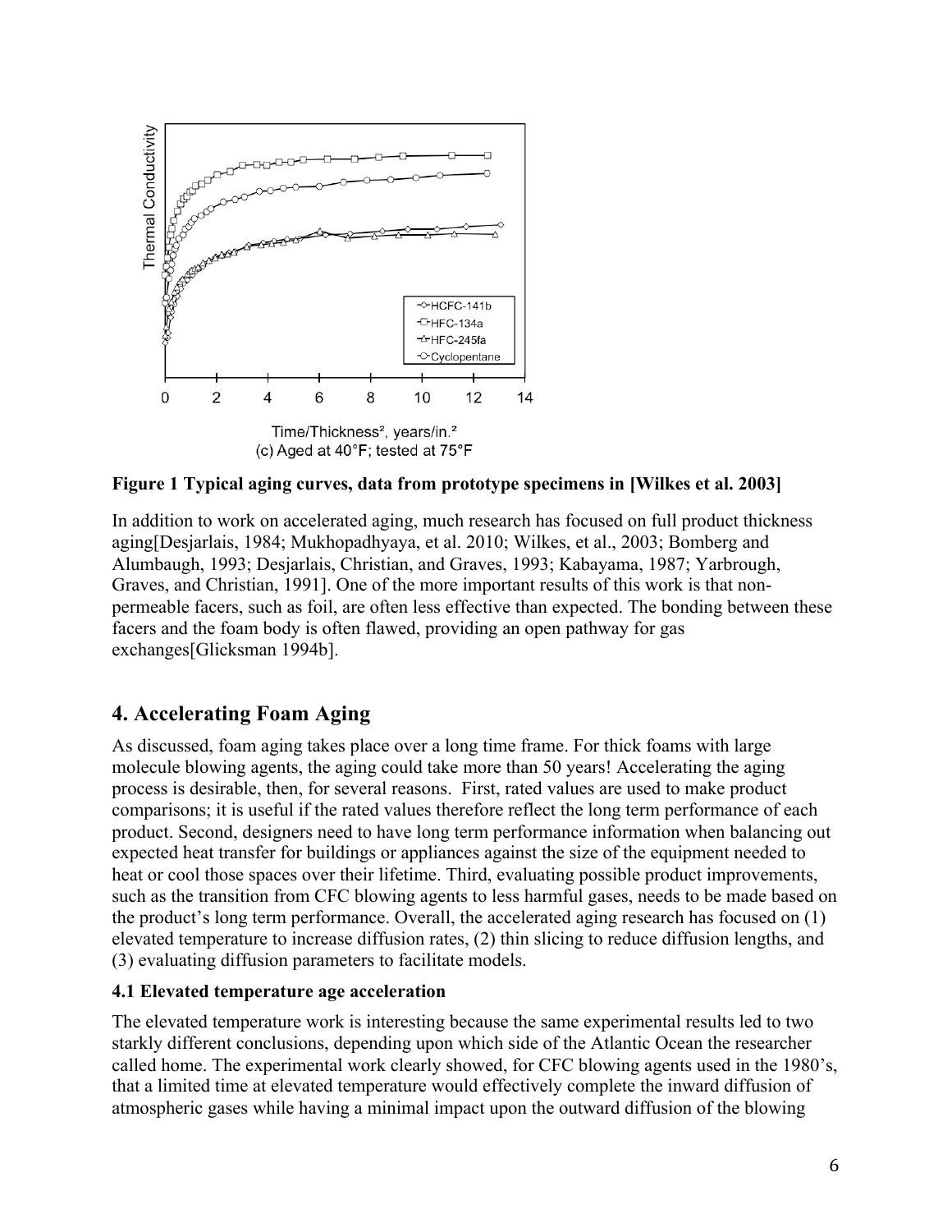Figure 1 Typical aging curves, data from prototype specimens in [Wilkes et al. 2003]

In addition to work on accelerated aging, much research has focused on full product thickness aging[Desjarlais, 1984; Mukhopadhyaya, et al. 2010; Wilkes, et al., 2003; Bomberg and Alumbaugh, 1993; Desjarlais, Christian, and Graves, 1993; Kabayama, 1987; Yarbrough, Graves, and Christian, 1991]. One of the more important results of this work is that non-permeable facers, such as foil, are often less effective than expected. The bonding between these facers and the foam body is often flawed, providing an open pathway for gas exchanges[Glicksman 1994b].

## 4. Accelerating Foam Aging

As discussed, foam aging takes place over a long time frame. For thick foams with large molecule blowing agents, the aging could take more than 50 years! Accelerating the aging process is desirable, then, for several reasons. First, rated values are used to make product comparisons; it is useful if the rated values therefore reflect the long term performance of each product. Second, designers need to have long term performance information when balancing out expected heat transfer for buildings or appliances against the size of the equipment needed to heat or cool those spaces over their lifetime. Third, evaluating possible product improvements, such as the transition from CFC blowing agents to less harmful gases, needs to be made based on the product's long term performance. Overall, the accelerated aging research has focused on (1) elevated temperature to increase diffusion rates, (2) thin slicing to reduce diffusion lengths, and (3) evaluating diffusion parameters to facilitate models.

### 4.1 Elevated temperature age acceleration

The elevated temperature work is interesting because the same experimental results led to two starkly different conclusions, depending upon which side of the Atlantic Ocean the researcher called home. The experimental work clearly showed, for CFC blowing agents used in the 1980's, that a limited time at elevated temperature would effectively complete the inward diffusion of atmospheric gases while having a minimal impact upon the outward diffusion of the blowing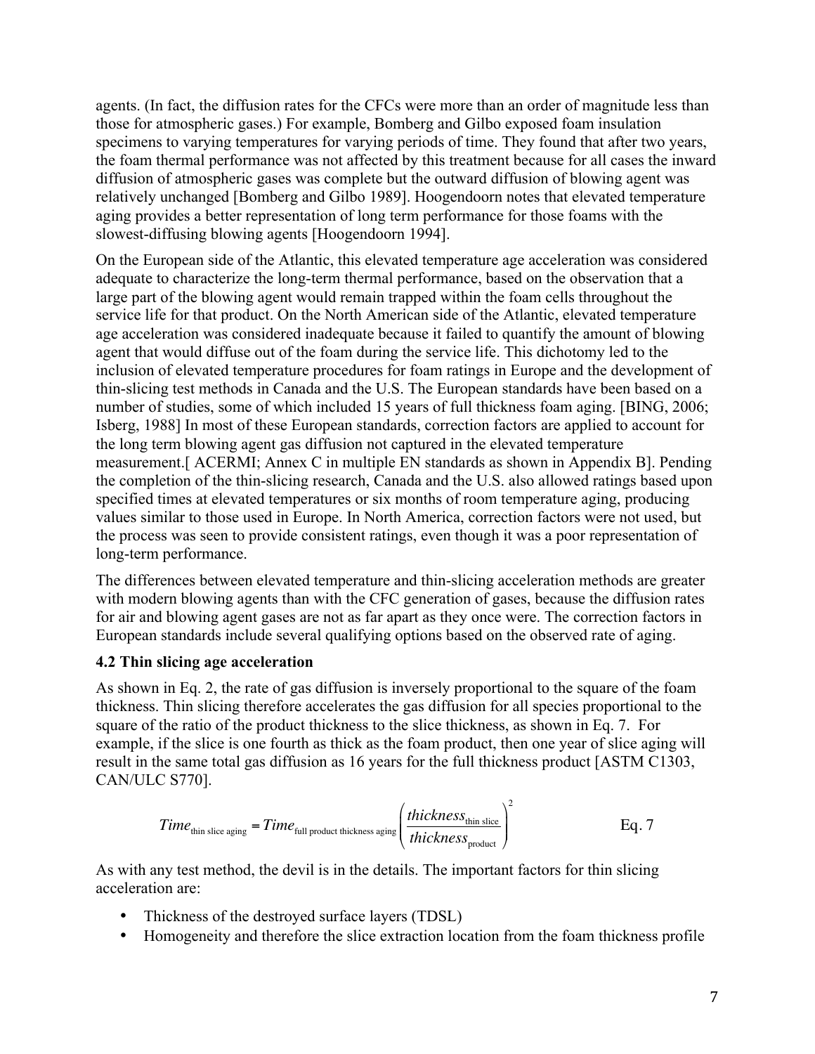agents. (In fact, the diffusion rates for the CFCs were more than an order of magnitude less than those for atmospheric gases.) For example, Bomberg and Gilbo exposed foam insulation specimens to varying temperatures for varying periods of time. They found that after two years, the foam thermal performance was not affected by this treatment because for all cases the inward diffusion of atmospheric gases was complete but the outward diffusion of blowing agent was relatively unchanged [Bomberg and Gilbo 1989]. Hoogendoorn notes that elevated temperature aging provides a better representation of long term performance for those foams with the slowest-diffusing blowing agents [Hoogendoorn 1994].

On the European side of the Atlantic, this elevated temperature age acceleration was considered adequate to characterize the long-term thermal performance, based on the observation that a large part of the blowing agent would remain trapped within the foam cells throughout the service life for that product. On the North American side of the Atlantic, elevated temperature age acceleration was considered inadequate because it failed to quantify the amount of blowing agent that would diffuse out of the foam during the service life. This dichotomy led to the inclusion of elevated temperature procedures for foam ratings in Europe and the development of thin-slicing test methods in Canada and the U.S. The European standards have been based on a number of studies, some of which included 15 years of full thickness foam aging. [BING, 2006; Isberg, 1988] In most of these European standards, correction factors are applied to account for the long term blowing agent gas diffusion not captured in the elevated temperature measurement.[ ACERMI; Annex C in multiple EN standards as shown in Appendix B]. Pending the completion of the thin-slicing research, Canada and the U.S. also allowed ratings based upon specified times at elevated temperatures or six months of room temperature aging, producing values similar to those used in Europe. In North America, correction factors were not used, but the process was seen to provide consistent ratings, even though it was a poor representation of long-term performance.

The differences between elevated temperature and thin-slicing acceleration methods are greater with modern blowing agents than with the CFC generation of gases, because the diffusion rates for air and blowing agent gases are not as far apart as they once were. The correction factors in European standards include several qualifying options based on the observed rate of aging.

### 4.2 Thin slicing age acceleration

As shown in Eq. 2, the rate of gas diffusion is inversely proportional to the square of the foam thickness. Thin slicing therefore accelerates the gas diffusion for all species proportional to the square of the ratio of the product thickness to the slice thickness, as shown in Eq. 7. For example, if the slice is one fourth as thick as the foam product, then one year of slice aging will result in the same total gas diffusion as 16 years for the full thickness product [ASTM C1303, CAN/ULC S770].

$$Time_{\text{thin slice aging}} = Time_{\text{full product thickness aging}} \left( \frac{thickness_{\text{thin slice}}}{thickness_{\text{product}}} \right)^2 \qquad \text{Eq. 7}$$

As with any test method, the devil is in the details. The important factors for thin slicing acceleration are:

- Thickness of the destroyed surface layers (TDSL)
- Homogeneity and therefore the slice extraction location from the foam thickness profile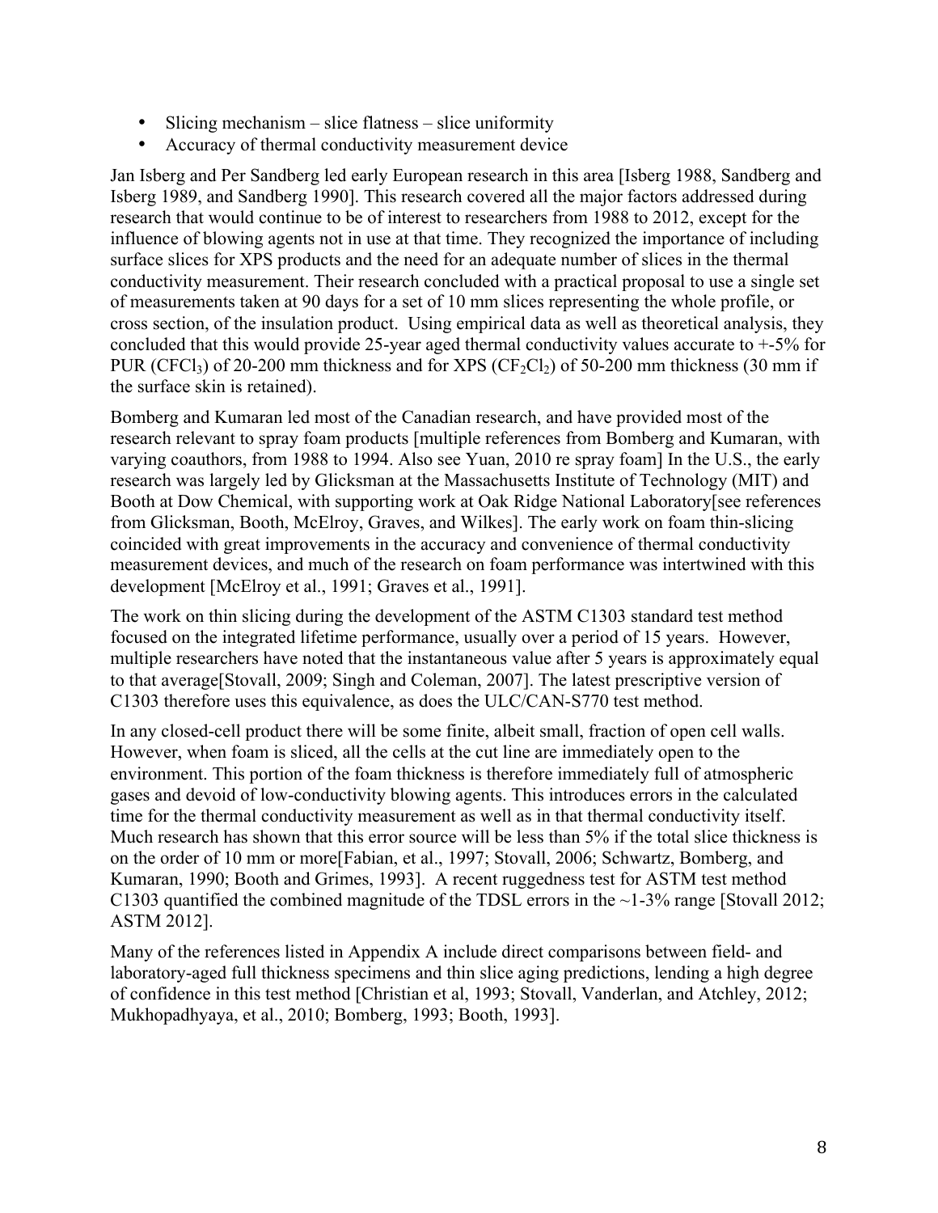- Slicing mechanism – slice flatness – slice uniformity
- Accuracy of thermal conductivity measurement device

Jan Isberg and Per Sandberg led early European research in this area [Isberg 1988, Sandberg and Isberg 1989, and Sandberg 1990]. This research covered all the major factors addressed during research that would continue to be of interest to researchers from 1988 to 2012, except for the influence of blowing agents not in use at that time. They recognized the importance of including surface slices for XPS products and the need for an adequate number of slices in the thermal conductivity measurement. Their research concluded with a practical proposal to use a single set of measurements taken at 90 days for a set of 10 mm slices representing the whole profile, or cross section, of the insulation product. Using empirical data as well as theoretical analysis, they concluded that this would provide 25-year aged thermal conductivity values accurate to +-5% for PUR ($CFCl_3$) of 20-200 mm thickness and for XPS ($CF_2Cl_2$) of 50-200 mm thickness (30 mm if the surface skin is retained).

Bomberg and Kumaran led most of the Canadian research, and have provided most of the research relevant to spray foam products [multiple references from Bomberg and Kumaran, with varying coauthors, from 1988 to 1994. Also see Yuan, 2010 re spray foam] In the U.S., the early research was largely led by Glicksman at the Massachusetts Institute of Technology (MIT) and Booth at Dow Chemical, with supporting work at Oak Ridge National Laboratory[see references from Glicksman, Booth, McElroy, Graves, and Wilkes]. The early work on foam thin-slicing coincided with great improvements in the accuracy and convenience of thermal conductivity measurement devices, and much of the research on foam performance was intertwined with this development [McElroy et al., 1991; Graves et al., 1991].

The work on thin slicing during the development of the ASTM C1303 standard test method focused on the integrated lifetime performance, usually over a period of 15 years. However, multiple researchers have noted that the instantaneous value after 5 years is approximately equal to that average[Stovall, 2009; Singh and Coleman, 2007]. The latest prescriptive version of C1303 therefore uses this equivalence, as does the ULC/CAN-S770 test method.

In any closed-cell product there will be some finite, albeit small, fraction of open cell walls. However, when foam is sliced, all the cells at the cut line are immediately open to the environment. This portion of the foam thickness is therefore immediately full of atmospheric gases and devoid of low-conductivity blowing agents. This introduces errors in the calculated time for the thermal conductivity measurement as well as in that thermal conductivity itself. Much research has shown that this error source will be less than 5% if the total slice thickness is on the order of 10 mm or more[Fabian, et al., 1997; Stovall, 2006; Schwartz, Bomberg, and Kumaran, 1990; Booth and Grimes, 1993]. A recent ruggedness test for ASTM test method C1303 quantified the combined magnitude of the TDSL errors in the ~1-3% range [Stovall 2012; ASTM 2012].

Many of the references listed in Appendix A include direct comparisons between field- and laboratory-aged full thickness specimens and thin slice aging predictions, lending a high degree of confidence in this test method [Christian et al, 1993; Stovall, Vanderlan, and Atchley, 2012; Mukhopadhyaya, et al., 2010; Bomberg, 1993; Booth, 1993].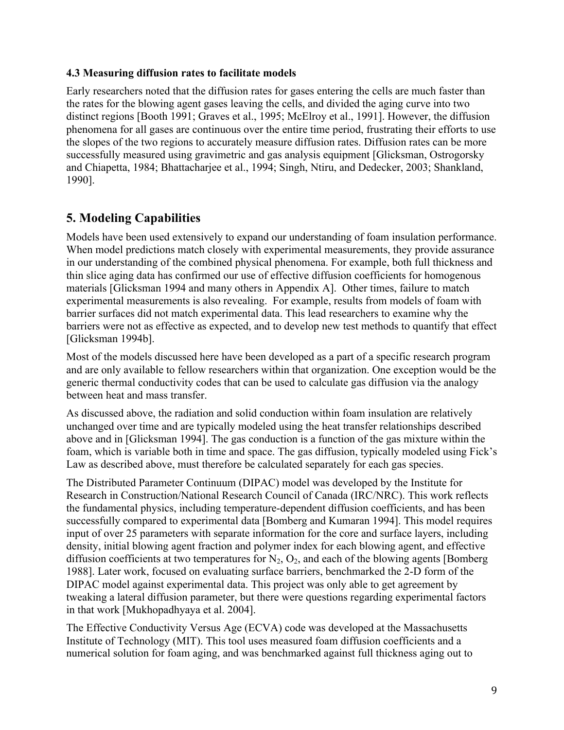### 4.3 Measuring diffusion rates to facilitate models

Early researchers noted that the diffusion rates for gases entering the cells are much faster than the rates for the blowing agent gases leaving the cells, and divided the aging curve into two distinct regions [Booth 1991; Graves et al., 1995; McElroy et al., 1991]. However, the diffusion phenomena for all gases are continuous over the entire time period, frustrating their efforts to use the slopes of the two regions to accurately measure diffusion rates. Diffusion rates can be more successfully measured using gravimetric and gas analysis equipment [Glicksman, Ostrogorsky and Chiapetta, 1984; Bhattacharjee et al., 1994; Singh, Ntiru, and Dedecker, 2003; Shankland, 1990].

## 5. Modeling Capabilities

Models have been used extensively to expand our understanding of foam insulation performance. When model predictions match closely with experimental measurements, they provide assurance in our understanding of the combined physical phenomena. For example, both full thickness and thin slice aging data has confirmed our use of effective diffusion coefficients for homogenous materials [Glicksman 1994 and many others in Appendix A]. Other times, failure to match experimental measurements is also revealing. For example, results from models of foam with barrier surfaces did not match experimental data. This lead researchers to examine why the barriers were not as effective as expected, and to develop new test methods to quantify that effect [Glicksman 1994b].

Most of the models discussed here have been developed as a part of a specific research program and are only available to fellow researchers within that organization. One exception would be the generic thermal conductivity codes that can be used to calculate gas diffusion via the analogy between heat and mass transfer.

As discussed above, the radiation and solid conduction within foam insulation are relatively unchanged over time and are typically modeled using the heat transfer relationships described above and in [Glicksman 1994]. The gas conduction is a function of the gas mixture within the foam, which is variable both in time and space. The gas diffusion, typically modeled using Fick's Law as described above, must therefore be calculated separately for each gas species.

The Distributed Parameter Continuum (DIPAC) model was developed by the Institute for Research in Construction/National Research Council of Canada (IRC/NRC). This work reflects the fundamental physics, including temperature-dependent diffusion coefficients, and has been successfully compared to experimental data [Bomberg and Kumaran 1994]. This model requires input of over 25 parameters with separate information for the core and surface layers, including density, initial blowing agent fraction and polymer index for each blowing agent, and effective diffusion coefficients at two temperatures for $N_2$, $O_2$, and each of the blowing agents [Bomberg 1988]. Later work, focused on evaluating surface barriers, benchmarked the 2-D form of the DIPAC model against experimental data. This project was only able to get agreement by tweaking a lateral diffusion parameter, but there were questions regarding experimental factors in that work [Mukhopadhyaya et al. 2004].

The Effective Conductivity Versus Age (ECVA) code was developed at the Massachusetts Institute of Technology (MIT). This tool uses measured foam diffusion coefficients and a numerical solution for foam aging, and was benchmarked against full thickness aging out to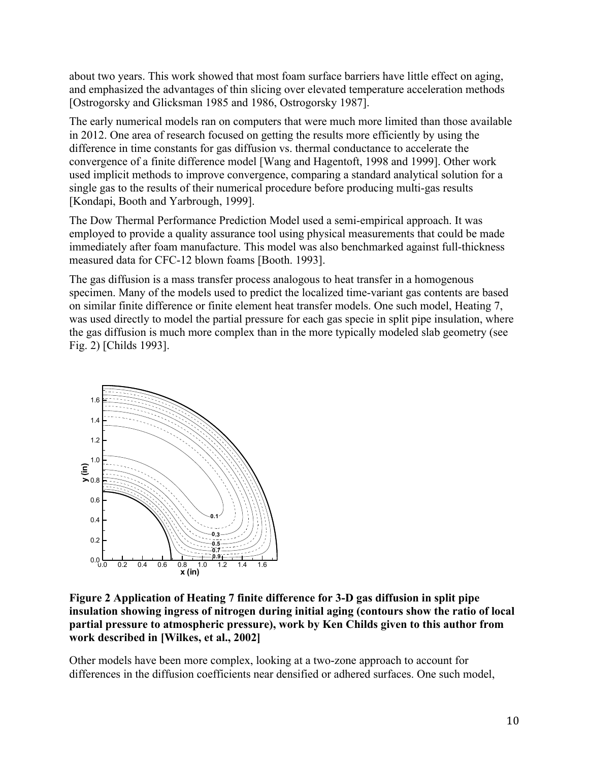about two years. This work showed that most foam surface barriers have little effect on aging, and emphasized the advantages of thin slicing over elevated temperature acceleration methods [Ostrogorsky and Glicksman 1985 and 1986, Ostrogorsky 1987].

The early numerical models ran on computers that were much more limited than those available in 2012. One area of research focused on getting the results more efficiently by using the difference in time constants for gas diffusion vs. thermal conductance to accelerate the convergence of a finite difference model [Wang and Hagentoft, 1998 and 1999]. Other work used implicit methods to improve convergence, comparing a standard analytical solution for a single gas to the results of their numerical procedure before producing multi-gas results [Kondapi, Booth and Yarbrough, 1999].

The Dow Thermal Performance Prediction Model used a semi-empirical approach. It was employed to provide a quality assurance tool using physical measurements that could be made immediately after foam manufacture. This model was also benchmarked against full-thickness measured data for CFC-12 blown foams [Booth. 1993].

The gas diffusion is a mass transfer process analogous to heat transfer in a homogenous specimen. Many of the models used to predict the localized time-variant gas contents are based on similar finite difference or finite element heat transfer models. One such model, Heating 7, was used directly to model the partial pressure for each gas specie in split pipe insulation, where the gas diffusion is much more complex than in the more typically modeled slab geometry (see Fig. 2) [Childs 1993].

**Figure 2 Application of Heating 7 finite difference for 3-D gas diffusion in split pipe insulation showing ingress of nitrogen during initial aging (contours show the ratio of local partial pressure to atmospheric pressure), work by Ken Childs given to this author from work described in [Wilkes, et al., 2002]**

Other models have been more complex, looking at a two-zone approach to account for differences in the diffusion coefficients near densified or adhered surfaces. One such model,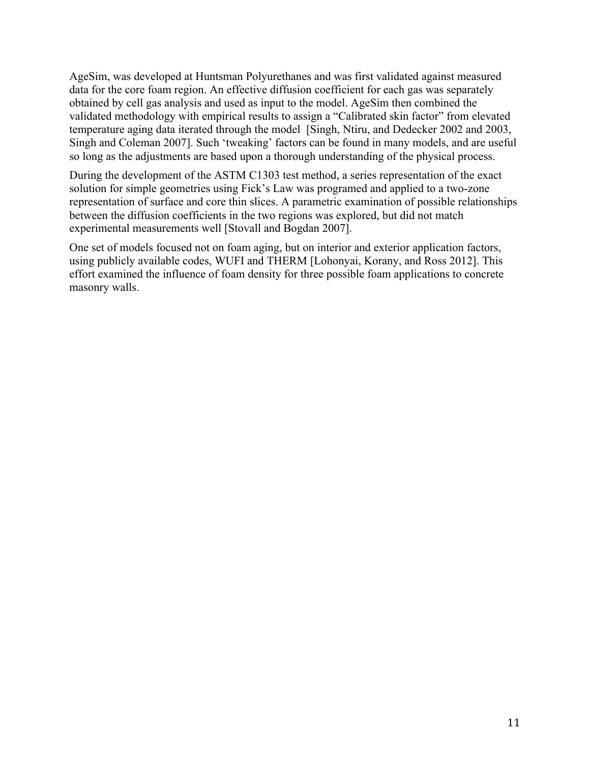AgeSim, was developed at Huntsman Polyurethanes and was first validated against measured data for the core foam region. An effective diffusion coefficient for each gas was separately obtained by cell gas analysis and used as input to the model. AgeSim then combined the validated methodology with empirical results to assign a "Calibrated skin factor" from elevated temperature aging data iterated through the model [Singh, Ntiru, and Dedecker 2002 and 2003, Singh and Coleman 2007]. Such 'tweaking' factors can be found in many models, and are useful so long as the adjustments are based upon a thorough understanding of the physical process.

During the development of the ASTM C1303 test method, a series representation of the exact solution for simple geometries using Fick's Law was programed and applied to a two-zone representation of surface and core thin slices. A parametric examination of possible relationships between the diffusion coefficients in the two regions was explored, but did not match experimental measurements well [Stovall and Bogdan 2007].

One set of models focused not on foam aging, but on interior and exterior application factors, using publicly available codes, WUFI and THERM [Lohonyai, Korany, and Ross 2012]. This effort examined the influence of foam density for three possible foam applications to concrete masonry walls.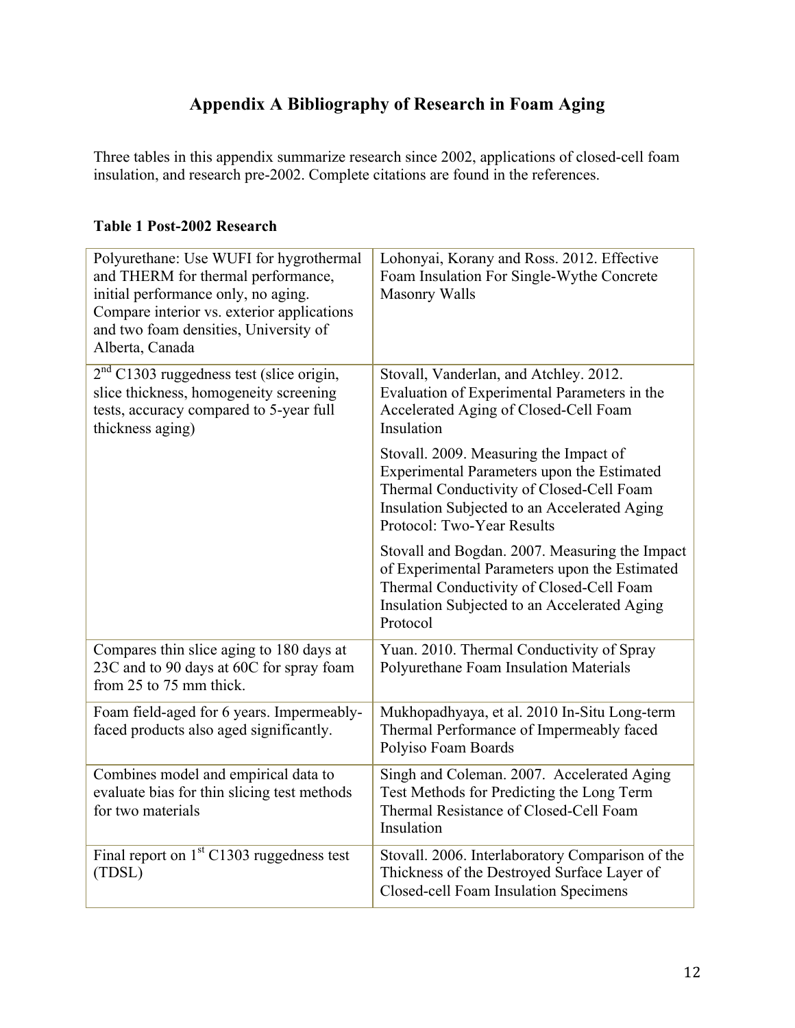# Appendix A Bibliography of Research in Foam Aging

Three tables in this appendix summarize research since 2002, applications of closed-cell foam insulation, and research pre-2002. Complete citations are found in the references.

**Table 1 Post-2002 Research**

| | |
|---|---|
| Polyurethane: Use WUFI for hygrothermal and THERM for thermal performance, initial performance only, no aging. Compare interior vs. exterior applications and two foam densities, University of Alberta, Canada | Lohonyai, Korany and Ross. 2012. Effective Foam Insulation For Single-Wythe Concrete Masonry Walls |
| 2nd C1303 ruggedness test (slice origin, slice thickness, homogeneity screening tests, accuracy compared to 5-year full thickness aging) | Stovall, Vanderlan, and Atchley. 2012. Evaluation of Experimental Parameters in the Accelerated Aging of Closed-Cell Foam Insulation<br><br>Stovall. 2009. Measuring the Impact of Experimental Parameters upon the Estimated Thermal Conductivity of Closed-Cell Foam Insulation Subjected to an Accelerated Aging Protocol: Two-Year Results<br><br>Stovall and Bogdan. 2007. Measuring the Impact of Experimental Parameters upon the Estimated Thermal Conductivity of Closed-Cell Foam Insulation Subjected to an Accelerated Aging Protocol |
| Compares thin slice aging to 180 days at 23C and to 90 days at 60C for spray foam from 25 to 75 mm thick. | Yuan. 2010. Thermal Conductivity of Spray Polyurethane Foam Insulation Materials |
| Foam field-aged for 6 years. Impermeably-faced products also aged significantly. | Mukhopadhyaya, et al. 2010 In-Situ Long-term Thermal Performance of Impermeably faced Polyiso Foam Boards |
| Combines model and empirical data to evaluate bias for thin slicing test methods for two materials | Singh and Coleman. 2007. Accelerated Aging Test Methods for Predicting the Long Term Thermal Resistance of Closed-Cell Foam Insulation |
| Final report on 1st C1303 ruggedness test (TDSL) | Stovall. 2006. Interlaboratory Comparison of the Thickness of the Destroyed Surface Layer of Closed-cell Foam Insulation Specimens |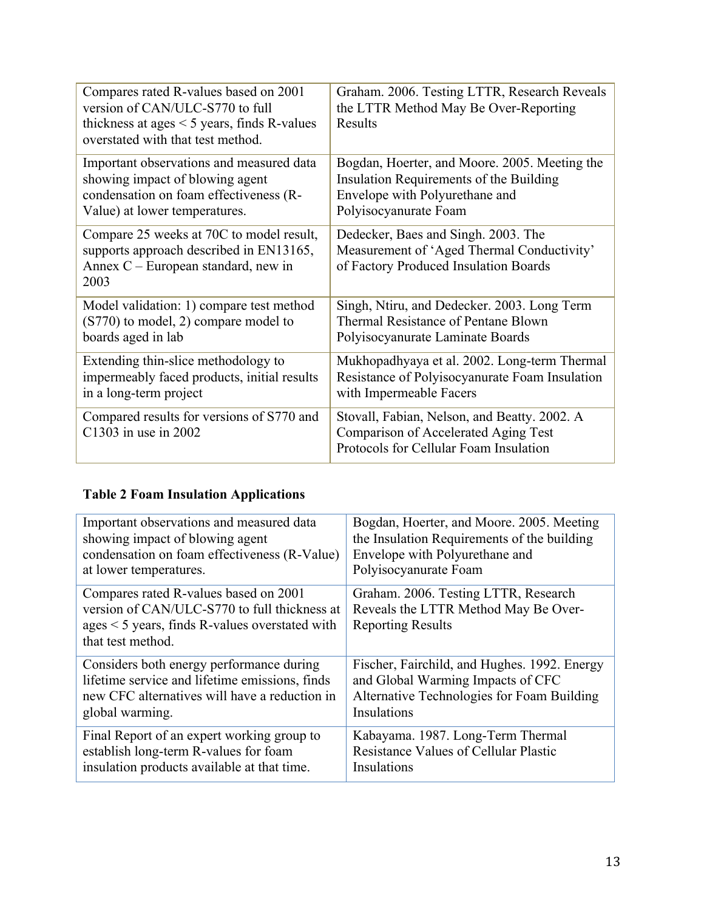| | |
|---|---|
| Compares rated R-values based on 2001 version of CAN/ULC-S770 to full thickness at ages < 5 years, finds R-values overstated with that test method. | Graham. 2006. Testing LTTR, Research Reveals the LTTR Method May Be Over-Reporting Results |
| Important observations and measured data showing impact of blowing agent condensation on foam effectiveness (R-Value) at lower temperatures. | Bogdan, Hoerter, and Moore. 2005. Meeting the Insulation Requirements of the Building Envelope with Polyurethane and Polyisocyanurate Foam |
| Compare 25 weeks at 70C to model result, supports approach described in EN13165, Annex C – European standard, new in 2003 | Dedecker, Baes and Singh. 2003. The Measurement of 'Aged Thermal Conductivity' of Factory Produced Insulation Boards |
| Model validation: 1) compare test method (S770) to model, 2) compare model to boards aged in lab | Singh, Ntiru, and Dedecker. 2003. Long Term Thermal Resistance of Pentane Blown Polyisocyanurate Laminate Boards |
| Extending thin-slice methodology to impermeably faced products, initial results in a long-term project | Mukhopadhyaya et al. 2002. Long-term Thermal Resistance of Polyisocyanurate Foam Insulation with Impermeable Facers |
| Compared results for versions of S770 and C1303 in use in 2002 | Stovall, Fabian, Nelson, and Beatty. 2002. A Comparison of Accelerated Aging Test Protocols for Cellular Foam Insulation |

**Table 2 Foam Insulation Applications**

| | |
|---|---|
| Important observations and measured data showing impact of blowing agent condensation on foam effectiveness (R-Value) at lower temperatures. | Bogdan, Hoerter, and Moore. 2005. Meeting the Insulation Requirements of the building Envelope with Polyurethane and Polyisocyanurate Foam |
| Compares rated R-values based on 2001 version of CAN/ULC-S770 to full thickness at ages < 5 years, finds R-values overstated with that test method. | Graham. 2006. Testing LTTR, Research Reveals the LTTR Method May Be Over-Reporting Results |
| Considers both energy performance during lifetime service and lifetime emissions, finds new CFC alternatives will have a reduction in global warming. | Fischer, Fairchild, and Hughes. 1992. Energy and Global Warming Impacts of CFC Alternative Technologies for Foam Building Insulations |
| Final Report of an expert working group to establish long-term R-values for foam insulation products available at that time. | Kabayama. 1987. Long-Term Thermal Resistance Values of Cellular Plastic Insulations |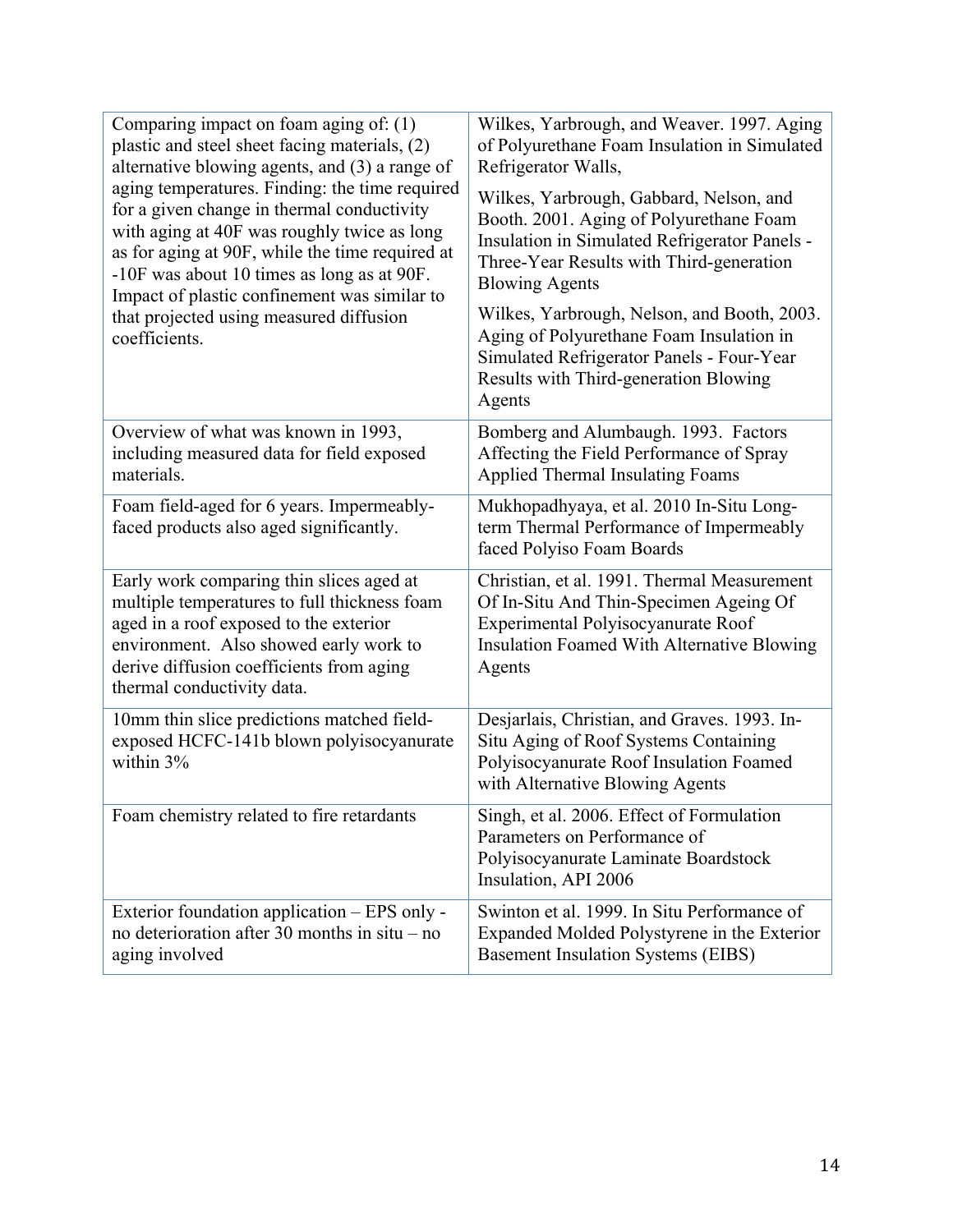| | |
|---|---|
| Comparing impact on foam aging of: (1) plastic and steel sheet facing materials, (2) alternative blowing agents, and (3) a range of aging temperatures. Finding: the time required for a given change in thermal conductivity with aging at 40F was roughly twice as long as for aging at 90F, while the time required at -10F was about 10 times as long as at 90F. Impact of plastic confinement was similar to that projected using measured diffusion coefficients. | Wilkes, Yarbrough, and Weaver. 1997. Aging of Polyurethane Foam Insulation in Simulated Refrigerator Walls,<br><br>Wilkes, Yarbrough, Gabbard, Nelson, and Booth. 2001. Aging of Polyurethane Foam Insulation in Simulated Refrigerator Panels - Three-Year Results with Third-generation Blowing Agents<br><br>Wilkes, Yarbrough, Nelson, and Booth, 2003. Aging of Polyurethane Foam Insulation in Simulated Refrigerator Panels - Four-Year Results with Third-generation Blowing Agents |
| Overview of what was known in 1993, including measured data for field exposed materials. | Bomberg and Alumbaugh. 1993. Factors Affecting the Field Performance of Spray Applied Thermal Insulating Foams |
| Foam field-aged for 6 years. Impermeably-faced products also aged significantly. | Mukhopadhyaya, et al. 2010 In-Situ Long-term Thermal Performance of Impermeably faced Polyiso Foam Boards |
| Early work comparing thin slices aged at multiple temperatures to full thickness foam aged in a roof exposed to the exterior environment. Also showed early work to derive diffusion coefficients from aging thermal conductivity data. | Christian, et al. 1991. Thermal Measurement Of In-Situ And Thin-Specimen Ageing Of Experimental Polyisocyanurate Roof Insulation Foamed With Alternative Blowing Agents |
| 10mm thin slice predictions matched field-exposed HCFC-141b blown polyisocyanurate within 3% | Desjarlais, Christian, and Graves. 1993. In-Situ Aging of Roof Systems Containing Polyisocyanurate Roof Insulation Foamed with Alternative Blowing Agents |
| Foam chemistry related to fire retardants | Singh, et al. 2006. Effect of Formulation Parameters on Performance of Polyisocyanurate Laminate Boardstock Insulation, API 2006 |
| Exterior foundation application – EPS only - no deterioration after 30 months in situ – no aging involved | Swinton et al. 1999. In Situ Performance of Expanded Molded Polystyrene in the Exterior Basement Insulation Systems (EIBS) |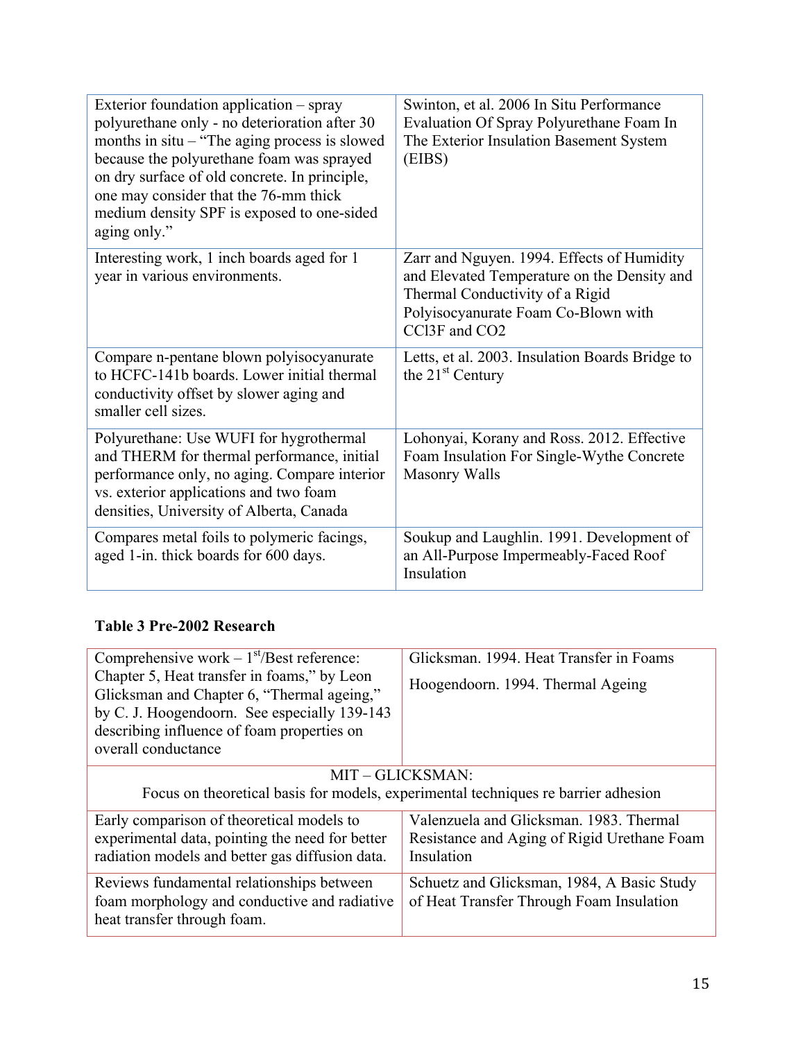| | |
|---|---|
| Exterior foundation application – spray polyurethane only - no deterioration after 30 months in situ – "The aging process is slowed because the polyurethane foam was sprayed on dry surface of old concrete. In principle, one may consider that the 76-mm thick medium density SPF is exposed to one-sided aging only." | Swinton, et al. 2006 In Situ Performance Evaluation Of Spray Polyurethane Foam In The Exterior Insulation Basement System (EIBS) |
| Interesting work, 1 inch boards aged for 1 year in various environments. | Zarr and Nguyen. 1994. Effects of Humidity and Elevated Temperature on the Density and Thermal Conductivity of a Rigid Polyisocyanurate Foam Co-Blown with $CCl_3F$ and $CO_2$ |
| Compare n-pentane blown polyisocyanurate to HCFC-141b boards. Lower initial thermal conductivity offset by slower aging and smaller cell sizes. | Letts, et al. 2003. Insulation Boards Bridge to the 21st Century |
| Polyurethane: Use WUFI for hygrothermal and THERM for thermal performance, initial performance only, no aging. Compare interior vs. exterior applications and two foam densities, University of Alberta, Canada | Lohonyai, Korany and Ross. 2012. Effective Foam Insulation For Single-Wythe Concrete Masonry Walls |
| Compares metal foils to polymeric facings, aged 1-in. thick boards for 600 days. | Soukup and Laughlin. 1991. Development of an All-Purpose Impermeably-Faced Roof Insulation |

**Table 3 Pre-2002 Research**

| | |
|---|---|
| Comprehensive work – 1st/Best reference: Chapter 5, Heat transfer in foams," by Leon Glicksman and Chapter 6, "Thermal ageing," by C. J. Hoogendoorn. See especially 139-143 describing influence of foam properties on overall conductance | Glicksman. 1994. Heat Transfer in Foams<br>Hoogendoorn. 1994. Thermal Ageing |
| MIT – GLICKSMAN: Focus on theoretical basis for models, experimental techniques re barrier adhesion | |
| Early comparison of theoretical models to experimental data, pointing the need for better radiation models and better gas diffusion data. | Valenzuela and Glicksman. 1983. Thermal Resistance and Aging of Rigid Urethane Foam Insulation |
| Reviews fundamental relationships between foam morphology and conductive and radiative heat transfer through foam. | Schuetz and Glicksman, 1984, A Basic Study of Heat Transfer Through Foam Insulation |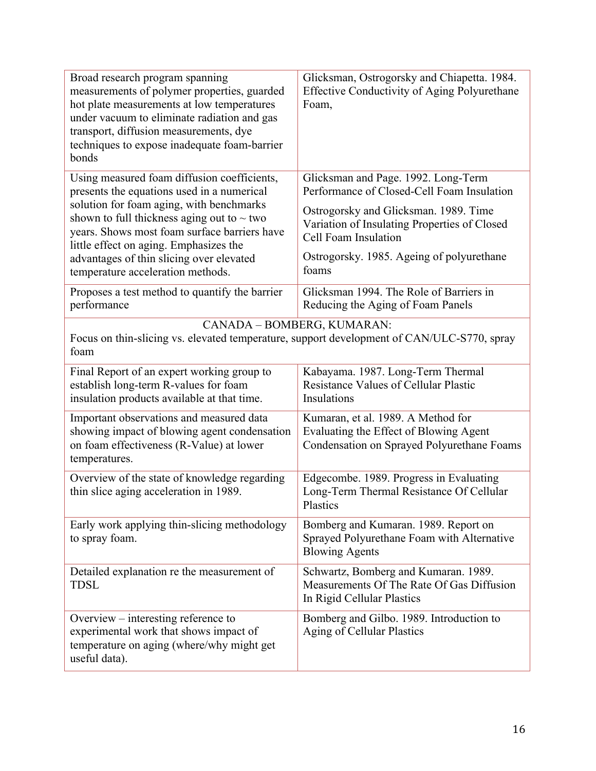| | |
|---|---|
| Broad research program spanning measurements of polymer properties, guarded hot plate measurements at low temperatures under vacuum to eliminate radiation and gas transport, diffusion measurements, dye techniques to expose inadequate foam-barrier bonds | Glicksman, Ostrogorsky and Chiapetta. 1984. Effective Conductivity of Aging Polyurethane Foam, |
| Using measured foam diffusion coefficients, presents the equations used in a numerical solution for foam aging, with benchmarks shown to full thickness aging out to ~ two years. Shows most foam surface barriers have little effect on aging. Emphasizes the advantages of thin slicing over elevated temperature acceleration methods. | Glicksman and Page. 1992. Long-Term Performance of Closed-Cell Foam Insulation<br><br>Ostrogorsky and Glicksman. 1989. Time Variation of Insulating Properties of Closed Cell Foam Insulation<br><br>Ostrogorsky. 1985. Ageing of polyurethane foams |
| Proposes a test method to quantify the barrier performance | Glicksman 1994. The Role of Barriers in Reducing the Aging of Foam Panels |
| **CANADA – BOMBERG, KUMARAN:** Focus on thin-slicing vs. elevated temperature, support development of CAN/ULC-S770, spray foam | |
| Final Report of an expert working group to establish long-term R-values for foam insulation products available at that time. | Kabayama. 1987. Long-Term Thermal Resistance Values of Cellular Plastic Insulations |
| Important observations and measured data showing impact of blowing agent condensation on foam effectiveness (R-Value) at lower temperatures. | Kumaran, et al. 1989. A Method for Evaluating the Effect of Blowing Agent Condensation on Sprayed Polyurethane Foams |
| Overview of the state of knowledge regarding thin slice aging acceleration in 1989. | Edgecombe. 1989. Progress in Evaluating Long-Term Thermal Resistance Of Cellular Plastics |
| Early work applying thin-slicing methodology to spray foam. | Bomberg and Kumaran. 1989. Report on Sprayed Polyurethane Foam with Alternative Blowing Agents |
| Detailed explanation re the measurement of TDSL | Schwartz, Bomberg and Kumaran. 1989. Measurements Of The Rate Of Gas Diffusion In Rigid Cellular Plastics |
| Overview – interesting reference to experimental work that shows impact of temperature on aging (where/why might get useful data). | Bomberg and Gilbo. 1989. Introduction to Aging of Cellular Plastics |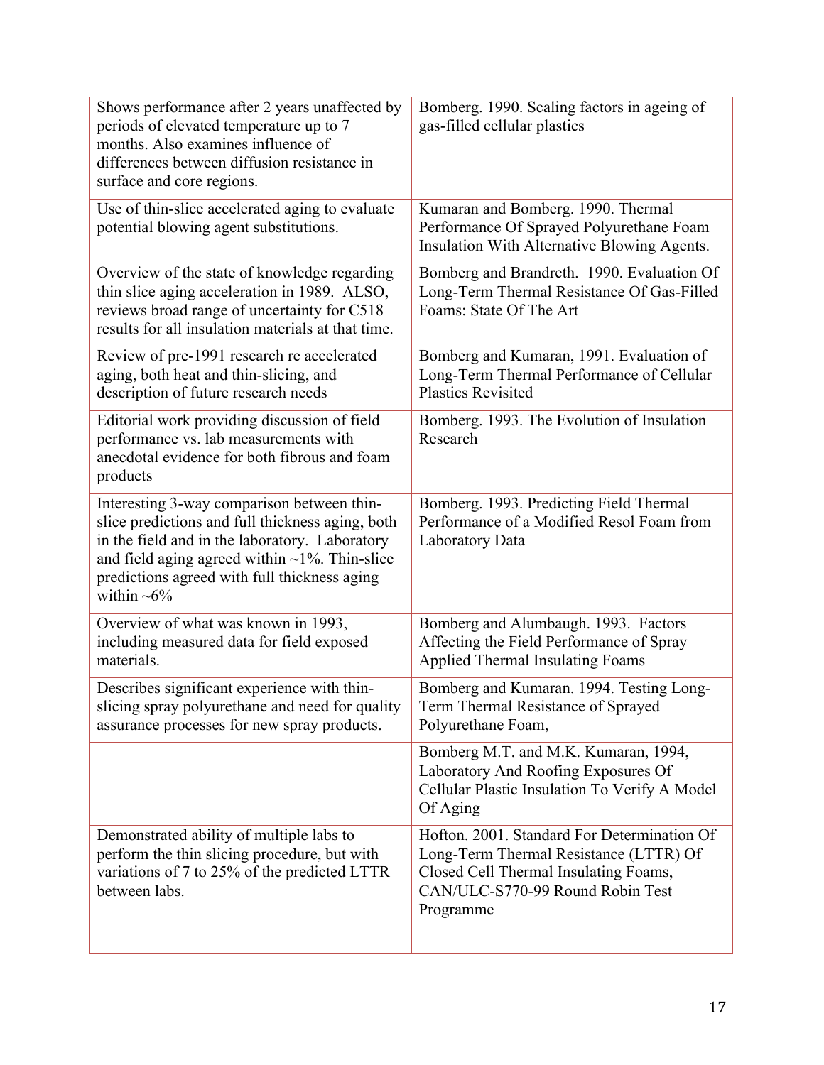| | |
|---|---|
| Shows performance after 2 years unaffected by periods of elevated temperature up to 7 months. Also examines influence of differences between diffusion resistance in surface and core regions. | Bomberg. 1990. Scaling factors in ageing of gas-filled cellular plastics |
| Use of thin-slice accelerated aging to evaluate potential blowing agent substitutions. | Kumaran and Bomberg. 1990. Thermal Performance Of Sprayed Polyurethane Foam Insulation With Alternative Blowing Agents. |
| Overview of the state of knowledge regarding thin slice aging acceleration in 1989. ALSO, reviews broad range of uncertainty for C518 results for all insulation materials at that time. | Bomberg and Brandreth. 1990. Evaluation Of Long-Term Thermal Resistance Of Gas-Filled Foams: State Of The Art |
| Review of pre-1991 research re accelerated aging, both heat and thin-slicing, and description of future research needs | Bomberg and Kumaran, 1991. Evaluation of Long-Term Thermal Performance of Cellular Plastics Revisited |
| Editorial work providing discussion of field performance vs. lab measurements with anecdotal evidence for both fibrous and foam products | Bomberg. 1993. The Evolution of Insulation Research |
| Interesting 3-way comparison between thin-slice predictions and full thickness aging, both in the field and in the laboratory. Laboratory and field aging agreed within ~1%. Thin-slice predictions agreed with full thickness aging within ~6% | Bomberg. 1993. Predicting Field Thermal Performance of a Modified Resol Foam from Laboratory Data |
| Overview of what was known in 1993, including measured data for field exposed materials. | Bomberg and Alumbaugh. 1993. Factors Affecting the Field Performance of Spray Applied Thermal Insulating Foams |
| Describes significant experience with thin-slicing spray polyurethane and need for quality assurance processes for new spray products. | Bomberg and Kumaran. 1994. Testing Long-Term Thermal Resistance of Sprayed Polyurethane Foam, |
| | Bomberg M.T. and M.K. Kumaran, 1994, Laboratory And Roofing Exposures Of Cellular Plastic Insulation To Verify A Model Of Aging |
| Demonstrated ability of multiple labs to perform the thin slicing procedure, but with variations of 7 to 25% of the predicted LTTR between labs. | Hofton. 2001. Standard For Determination Of Long-Term Thermal Resistance (LTTR) Of Closed Cell Thermal Insulating Foams, CAN/ULC-S770-99 Round Robin Test Programme |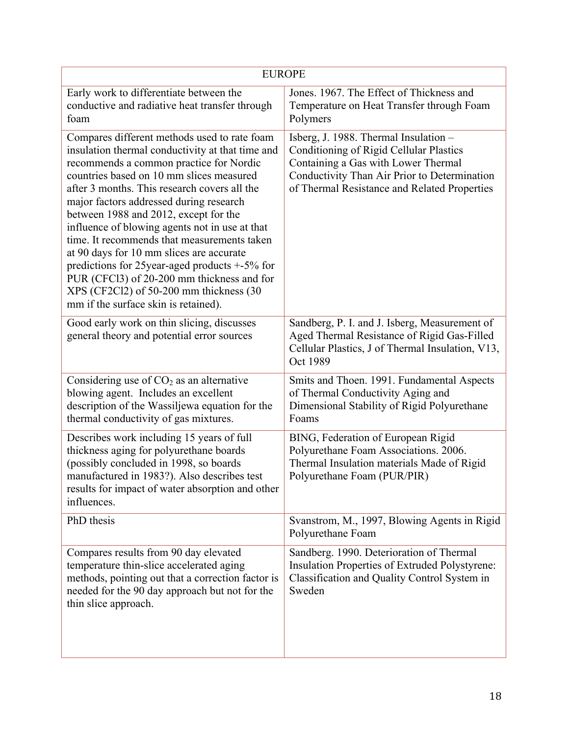| EUROPE | |
|---|---|
| Early work to differentiate between the conductive and radiative heat transfer through foam | Jones. 1967. The Effect of Thickness and Temperature on Heat Transfer through Foam Polymers |
| Compares different methods used to rate foam insulation thermal conductivity at that time and recommends a common practice for Nordic countries based on 10 mm slices measured after 3 months. This research covers all the major factors addressed during research between 1988 and 2012, except for the influence of blowing agents not in use at that time. It recommends that measurements taken at 90 days for 10 mm slices are accurate predictions for 25year-aged products +-5% for PUR ($CFCl_3$) of 20-200 mm thickness and for XPS ($CF_2Cl_2$) of 50-200 mm thickness (30 mm if the surface skin is retained). | Isberg, J. 1988. Thermal Insulation – Conditioning of Rigid Cellular Plastics Containing a Gas with Lower Thermal Conductivity Than Air Prior to Determination of Thermal Resistance and Related Properties |
| Good early work on thin slicing, discusses general theory and potential error sources | Sandberg, P. I. and J. Isberg, Measurement of Aged Thermal Resistance of Rigid Gas-Filled Cellular Plastics, J of Thermal Insulation, V13, Oct 1989 |
| Considering use of $CO_2$ as an alternative blowing agent. Includes an excellent description of the Wassiljewa equation for the thermal conductivity of gas mixtures. | Smits and Thoen. 1991. Fundamental Aspects of Thermal Conductivity Aging and Dimensional Stability of Rigid Polyurethane Foams |
| Describes work including 15 years of full thickness aging for polyurethane boards (possibly concluded in 1998, so boards manufactured in 1983?). Also describes test results for impact of water absorption and other influences. | BING, Federation of European Rigid Polyurethane Foam Associations. 2006. Thermal Insulation materials Made of Rigid Polyurethane Foam (PUR/PIR) |
| PhD thesis | Svanstrom, M., 1997, Blowing Agents in Rigid Polyurethane Foam |
| Compares results from 90 day elevated temperature thin-slice accelerated aging methods, pointing out that a correction factor is needed for the 90 day approach but not for the thin slice approach. | Sandberg. 1990. Deterioration of Thermal Insulation Properties of Extruded Polystyrene: Classification and Quality Control System in Sweden |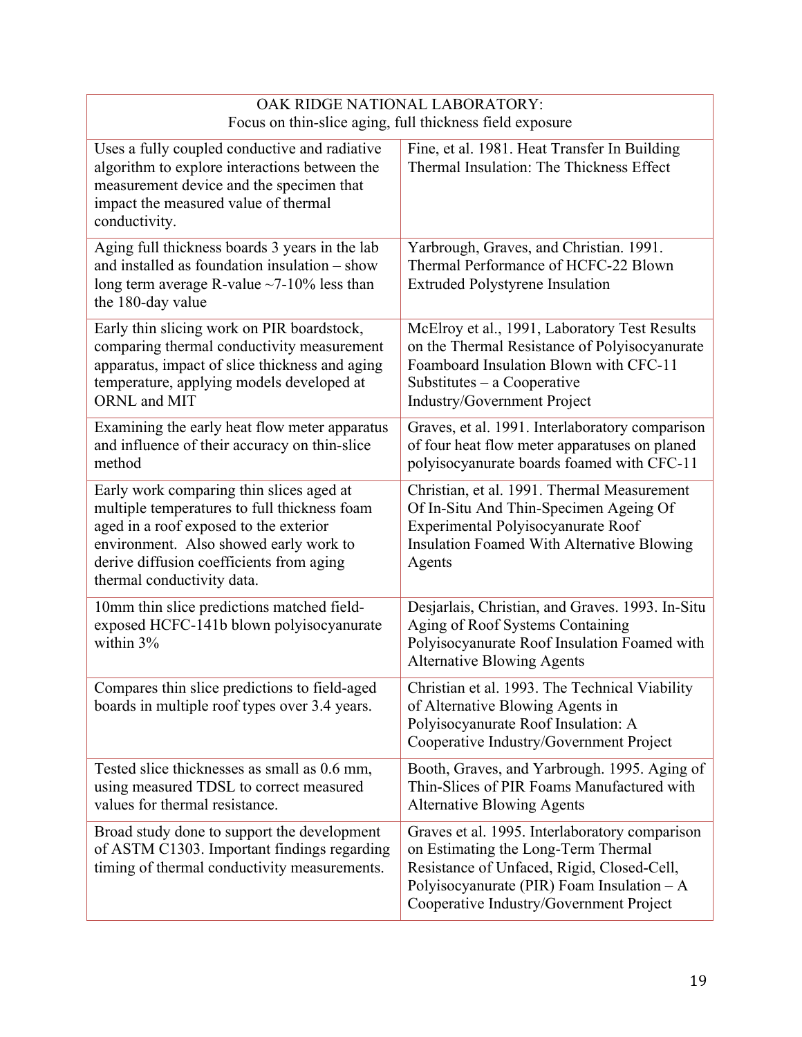| OAK RIDGE NATIONAL LABORATORY: Focus on thin-slice aging, full thickness field exposure | |
|---|---|
| Uses a fully coupled conductive and radiative algorithm to explore interactions between the measurement device and the specimen that impact the measured value of thermal conductivity. | Fine, et al. 1981. Heat Transfer In Building Thermal Insulation: The Thickness Effect |
| Aging full thickness boards 3 years in the lab and installed as foundation insulation – show long term average R-value ~7-10% less than the 180-day value | Yarbrough, Graves, and Christian. 1991. Thermal Performance of HCFC-22 Blown Extruded Polystyrene Insulation |
| Early thin slicing work on PIR boardstock, comparing thermal conductivity measurement apparatus, impact of slice thickness and aging temperature, applying models developed at ORNL and MIT | McElroy et al., 1991, Laboratory Test Results on the Thermal Resistance of Polyisocyanurate Foamboard Insulation Blown with CFC-11 Substitutes – a Cooperative Industry/Government Project |
| Examining the early heat flow meter apparatus and influence of their accuracy on thin-slice method | Graves, et al. 1991. Interlaboratory comparison of four heat flow meter apparatuses on planed polyisocyanurate boards foamed with CFC-11 |
| Early work comparing thin slices aged at multiple temperatures to full thickness foam aged in a roof exposed to the exterior environment. Also showed early work to derive diffusion coefficients from aging thermal conductivity data. | Christian, et al. 1991. Thermal Measurement Of In-Situ And Thin-Specimen Ageing Of Experimental Polyisocyanurate Roof Insulation Foamed With Alternative Blowing Agents |
| 10mm thin slice predictions matched field-exposed HCFC-141b blown polyisocyanurate within 3% | Desjarlais, Christian, and Graves. 1993. In-Situ Aging of Roof Systems Containing Polyisocyanurate Roof Insulation Foamed with Alternative Blowing Agents |
| Compares thin slice predictions to field-aged boards in multiple roof types over 3.4 years. | Christian et al. 1993. The Technical Viability of Alternative Blowing Agents in Polyisocyanurate Roof Insulation: A Cooperative Industry/Government Project |
| Tested slice thicknesses as small as 0.6 mm, using measured TDSL to correct measured values for thermal resistance. | Booth, Graves, and Yarbrough. 1995. Aging of Thin-Slices of PIR Foams Manufactured with Alternative Blowing Agents |
| Broad study done to support the development of ASTM C1303. Important findings regarding timing of thermal conductivity measurements. | Graves et al. 1995. Interlaboratory comparison on Estimating the Long-Term Thermal Resistance of Unfaced, Rigid, Closed-Cell, Polyisocyanurate (PIR) Foam Insulation – A Cooperative Industry/Government Project |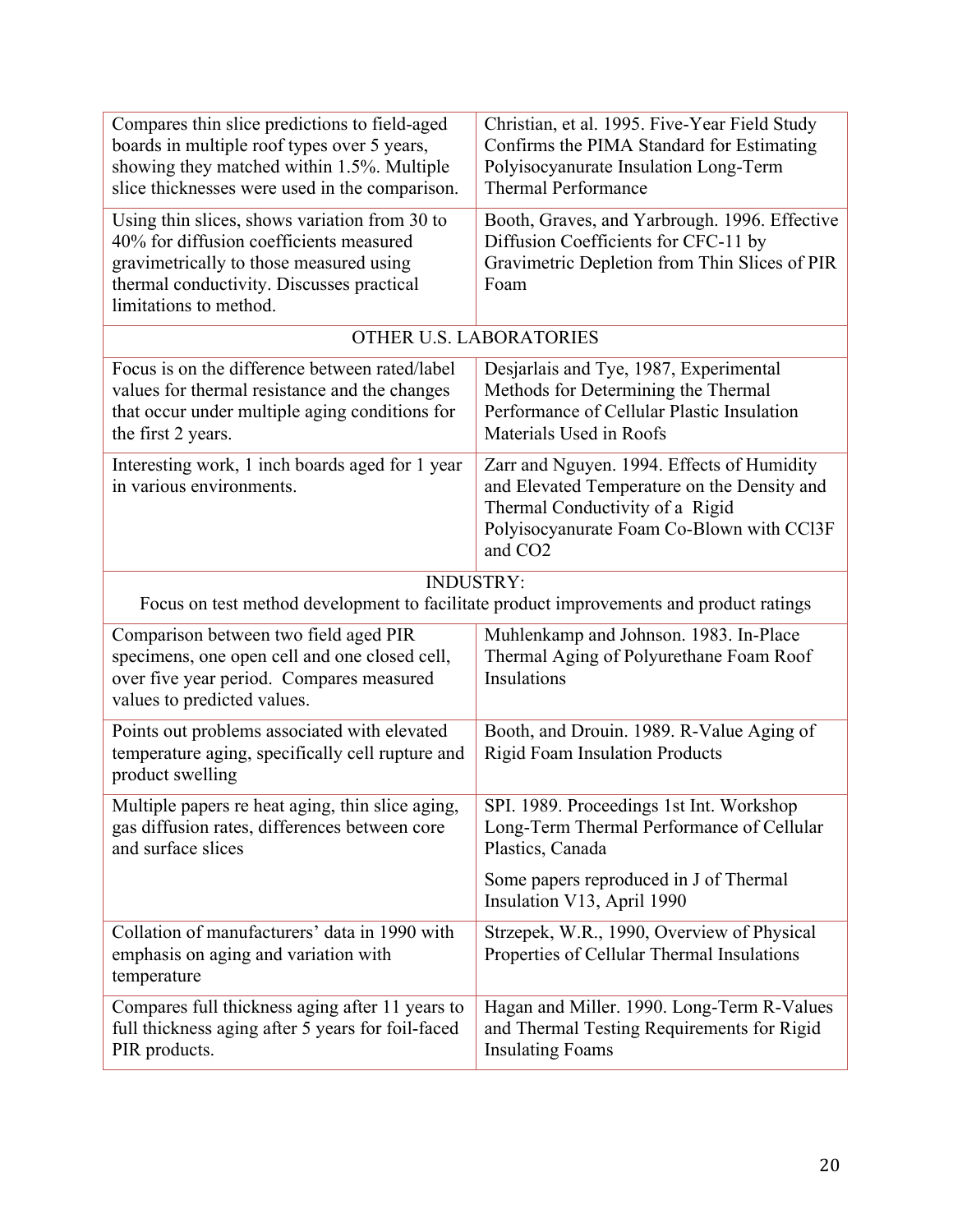| | |
|---|---|
| Compares thin slice predictions to field-aged boards in multiple roof types over 5 years, showing they matched within 1.5%. Multiple slice thicknesses were used in the comparison. | Christian, et al. 1995. Five-Year Field Study Confirms the PIMA Standard for Estimating Polyisocyanurate Insulation Long-Term Thermal Performance |
| Using thin slices, shows variation from 30 to 40% for diffusion coefficients measured gravimetrically to those measured using thermal conductivity. Discusses practical limitations to method. | Booth, Graves, and Yarbrough. 1996. Effective Diffusion Coefficients for CFC-11 by Gravimetric Depletion from Thin Slices of PIR Foam |
| OTHER U.S. LABORATORIES | |
| Focus is on the difference between rated/label values for thermal resistance and the changes that occur under multiple aging conditions for the first 2 years. | Desjarlais and Tye, 1987, Experimental Methods for Determining the Thermal Performance of Cellular Plastic Insulation Materials Used in Roofs |
| Interesting work, 1 inch boards aged for 1 year in various environments. | Zarr and Nguyen. 1994. Effects of Humidity and Elevated Temperature on the Density and Thermal Conductivity of a Rigid Polyisocyanurate Foam Co-Blown with $CCl_3F$ and $CO_2$ |
| INDUSTRY: Focus on test method development to facilitate product improvements and product ratings | |
| Comparison between two field aged PIR specimens, one open cell and one closed cell, over five year period. Compares measured values to predicted values. | Muhlenkamp and Johnson. 1983. In-Place Thermal Aging of Polyurethane Foam Roof Insulations |
| Points out problems associated with elevated temperature aging, specifically cell rupture and product swelling | Booth, and Drouin. 1989. R-Value Aging of Rigid Foam Insulation Products |
| Multiple papers re heat aging, thin slice aging, gas diffusion rates, differences between core and surface slices | SPI. 1989. Proceedings 1st Int. Workshop Long-Term Thermal Performance of Cellular Plastics, Canada<br><br>Some papers reproduced in J of Thermal Insulation V13, April 1990 |
| Collation of manufacturers' data in 1990 with emphasis on aging and variation with temperature | Strzepek, W.R., 1990, Overview of Physical Properties of Cellular Thermal Insulations |
| Compares full thickness aging after 11 years to full thickness aging after 5 years for foil-faced PIR products. | Hagan and Miller. 1990. Long-Term R-Values and Thermal Testing Requirements for Rigid Insulating Foams |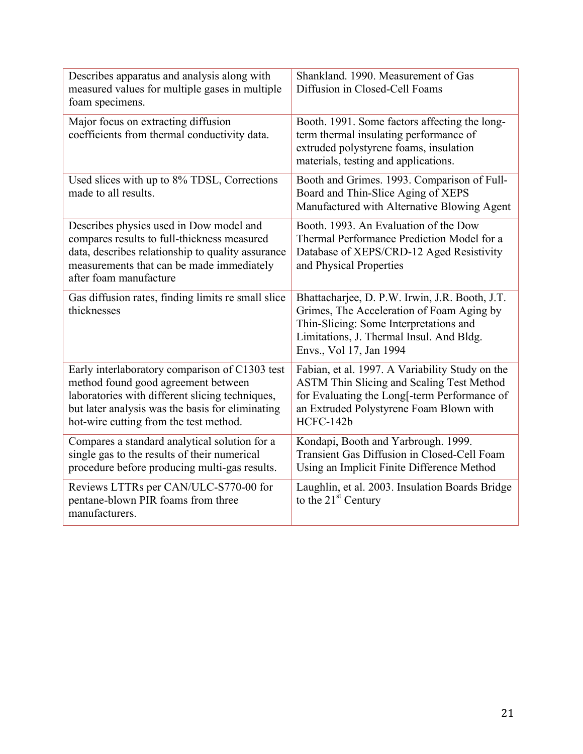| | |
|---|---|
| Describes apparatus and analysis along with measured values for multiple gases in multiple foam specimens. | Shankland. 1990. Measurement of Gas Diffusion in Closed-Cell Foams |
| Major focus on extracting diffusion coefficients from thermal conductivity data. | Booth. 1991. Some factors affecting the long-term thermal insulating performance of extruded polystyrene foams, insulation materials, testing and applications. |
| Used slices with up to 8% TDSL, Corrections made to all results. | Booth and Grimes. 1993. Comparison of Full-Board and Thin-Slice Aging of XEPS Manufactured with Alternative Blowing Agent |
| Describes physics used in Dow model and compares results to full-thickness measured data, describes relationship to quality assurance measurements that can be made immediately after foam manufacture | Booth. 1993. An Evaluation of the Dow Thermal Performance Prediction Model for a Database of XEPS/CRD-12 Aged Resistivity and Physical Properties |
| Gas diffusion rates, finding limits re small slice thicknesses | Bhattacharjee, D. P.W. Irwin, J.R. Booth, J.T. Grimes, The Acceleration of Foam Aging by Thin-Slicing: Some Interpretations and Limitations, J. Thermal Insul. And Bldg. Envs., Vol 17, Jan 1994 |
| Early interlaboratory comparison of C1303 test method found good agreement between laboratories with different slicing techniques, but later analysis was the basis for eliminating hot-wire cutting from the test method. | Fabian, et al. 1997. A Variability Study on the ASTM Thin Slicing and Scaling Test Method for Evaluating the Long[-term Performance of an Extruded Polystyrene Foam Blown with HCFC-142b |
| Compares a standard analytical solution for a single gas to the results of their numerical procedure before producing multi-gas results. | Kondapi, Booth and Yarbrough. 1999. Transient Gas Diffusion in Closed-Cell Foam Using an Implicit Finite Difference Method |
| Reviews LTTRs per CAN/ULC-S770-00 for pentane-blown PIR foams from three manufacturers. | Laughlin, et al. 2003. Insulation Boards Bridge to the 21$^{st}$ Century |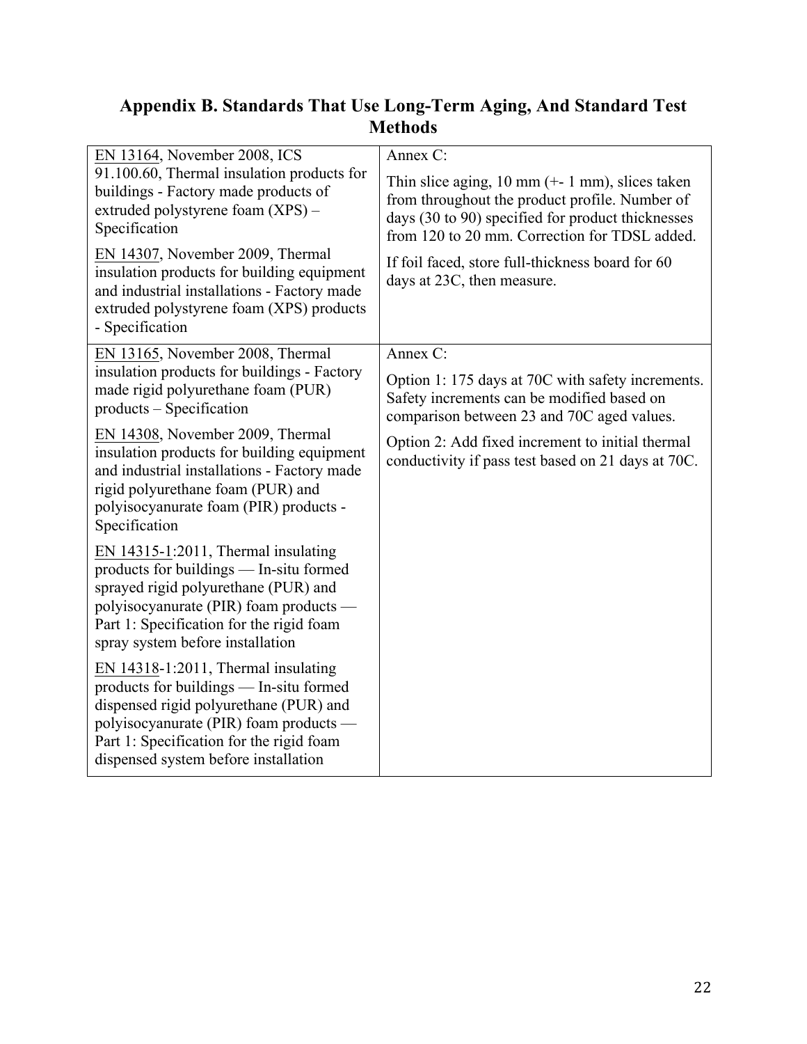## Appendix B. Standards That Use Long-Term Aging, And Standard Test Methods

| Standard | Annex |
|---|---|
| EN 13164, November 2008, ICS 91.100.60, Thermal insulation products for buildings - Factory made products of extruded polystyrene foam (XPS) – Specification<br><br>EN 14307, November 2009, Thermal insulation products for building equipment and industrial installations - Factory made extruded polystyrene foam (XPS) products - Specification | Annex C:<br><br>Thin slice aging, 10 mm (+- 1 mm), slices taken from throughout the product profile. Number of days (30 to 90) specified for product thicknesses from 120 to 20 mm. Correction for TDSL added.<br><br>If foil faced, store full-thickness board for 60 days at 23C, then measure. |
| EN 13165, November 2008, Thermal insulation products for buildings - Factory made rigid polyurethane foam (PUR) products – Specification<br><br>EN 14308, November 2009, Thermal insulation products for building equipment and industrial installations - Factory made rigid polyurethane foam (PUR) and polyisocyanurate foam (PIR) products - Specification<br><br>EN 14315-1:2011, Thermal insulating products for buildings — In-situ formed sprayed rigid polyurethane (PUR) and polyisocyanurate (PIR) foam products — Part 1: Specification for the rigid foam spray system before installation<br><br>EN 14318-1:2011, Thermal insulating products for buildings — In-situ formed dispensed rigid polyurethane (PUR) and polyisocyanurate (PIR) foam products — Part 1: Specification for the rigid foam dispensed system before installation | Annex C:<br><br>Option 1: 175 days at 70C with safety increments. Safety increments can be modified based on comparison between 23 and 70C aged values.<br><br>Option 2: Add fixed increment to initial thermal conductivity if pass test based on 21 days at 70C. |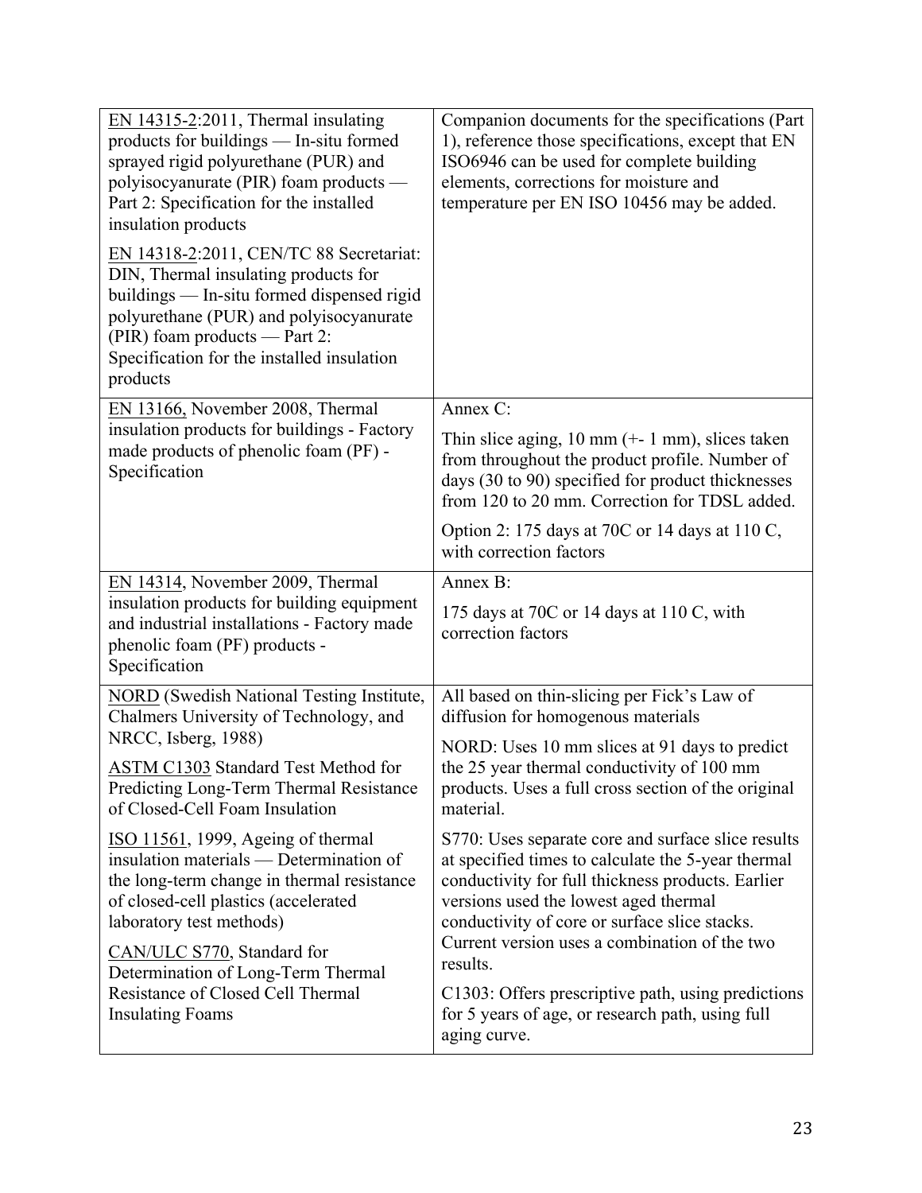| | |
|---|---|
| EN 14315-2:2011, Thermal insulating products for buildings — In-situ formed sprayed rigid polyurethane (PUR) and polyisocyanurate (PIR) foam products — Part 2: Specification for the installed insulation products<br><br>EN 14318-2:2011, CEN/TC 88 Secretariat: DIN, Thermal insulating products for buildings — In-situ formed dispensed rigid polyurethane (PUR) and polyisocyanurate (PIR) foam products — Part 2: Specification for the installed insulation products | Companion documents for the specifications (Part 1), reference those specifications, except that EN ISO6946 can be used for complete building elements, corrections for moisture and temperature per EN ISO 10456 may be added. |
| EN 13166, November 2008, Thermal insulation products for buildings - Factory made products of phenolic foam (PF) - Specification | Annex C:<br><br>Thin slice aging, 10 mm (+- 1 mm), slices taken from throughout the product profile. Number of days (30 to 90) specified for product thicknesses from 120 to 20 mm. Correction for TDSL added.<br><br>Option 2: 175 days at 70C or 14 days at 110 C, with correction factors |
| EN 14314, November 2009, Thermal insulation products for building equipment and industrial installations - Factory made phenolic foam (PF) products - Specification | Annex B:<br><br>175 days at 70C or 14 days at 110 C, with correction factors |
| NORD (Swedish National Testing Institute, Chalmers University of Technology, and NRCC, Isberg, 1988)<br><br>ASTM C1303 Standard Test Method for Predicting Long-Term Thermal Resistance of Closed-Cell Foam Insulation<br><br>ISO 11561, 1999, Ageing of thermal insulation materials — Determination of the long-term change in thermal resistance of closed-cell plastics (accelerated laboratory test methods)<br><br>CAN/ULC S770, Standard for Determination of Long-Term Thermal Resistance of Closed Cell Thermal Insulating Foams | All based on thin-slicing per Fick's Law of diffusion for homogenous materials<br><br>NORD: Uses 10 mm slices at 91 days to predict the 25 year thermal conductivity of 100 mm products. Uses a full cross section of the original material.<br><br>S770: Uses separate core and surface slice results at specified times to calculate the 5-year thermal conductivity for full thickness products. Earlier versions used the lowest aged thermal conductivity of core or surface slice stacks. Current version uses a combination of the two results.<br><br>C1303: Offers prescriptive path, using predictions for 5 years of age, or research path, using full aging curve. |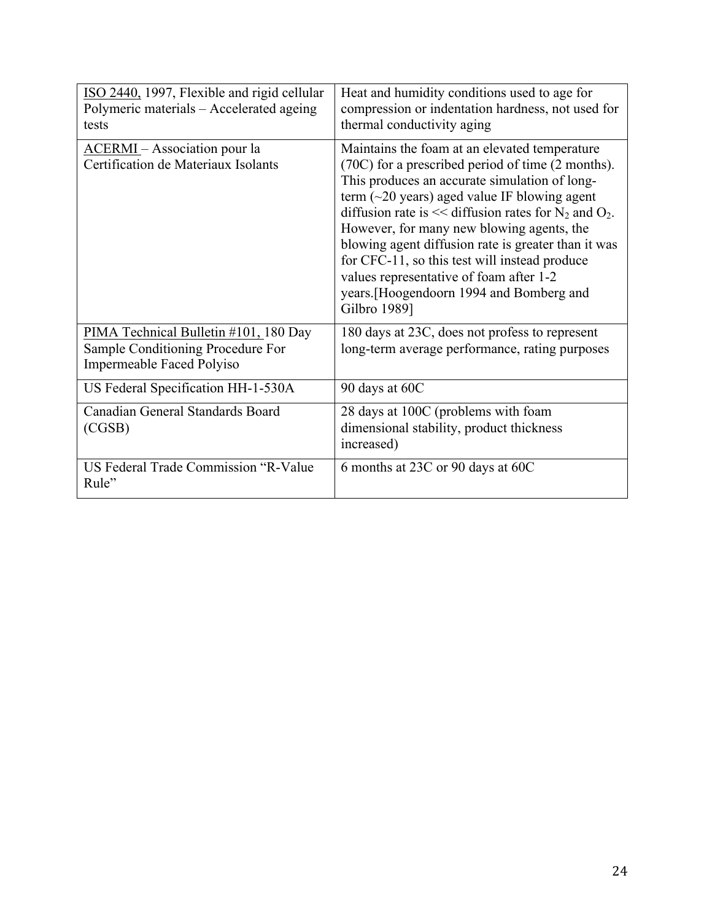| | |
|---|---|
| ISO 2440, 1997, Flexible and rigid cellular Polymeric materials – Accelerated ageing tests | Heat and humidity conditions used to age for compression or indentation hardness, not used for thermal conductivity aging |
| ACERMI – Association pour la Certification de Materiaux Isolants | Maintains the foam at an elevated temperature (70C) for a prescribed period of time (2 months). This produces an accurate simulation of long-term (~20 years) aged value IF blowing agent diffusion rate is << diffusion rates for $N_2$ and $O_2$. However, for many new blowing agents, the blowing agent diffusion rate is greater than it was for CFC-11, so this test will instead produce values representative of foam after 1-2 years.[Hoogendoorn 1994 and Bomberg and Gilbro 1989] |
| PIMA Technical Bulletin #101, 180 Day Sample Conditioning Procedure For Impermeable Faced Polyiso | 180 days at 23C, does not profess to represent long-term average performance, rating purposes |
| US Federal Specification HH-1-530A | 90 days at 60C |
| Canadian General Standards Board (CGSB) | 28 days at 100C (problems with foam dimensional stability, product thickness increased) |
| US Federal Trade Commission "R-Value Rule" | 6 months at 23C or 90 days at 60C |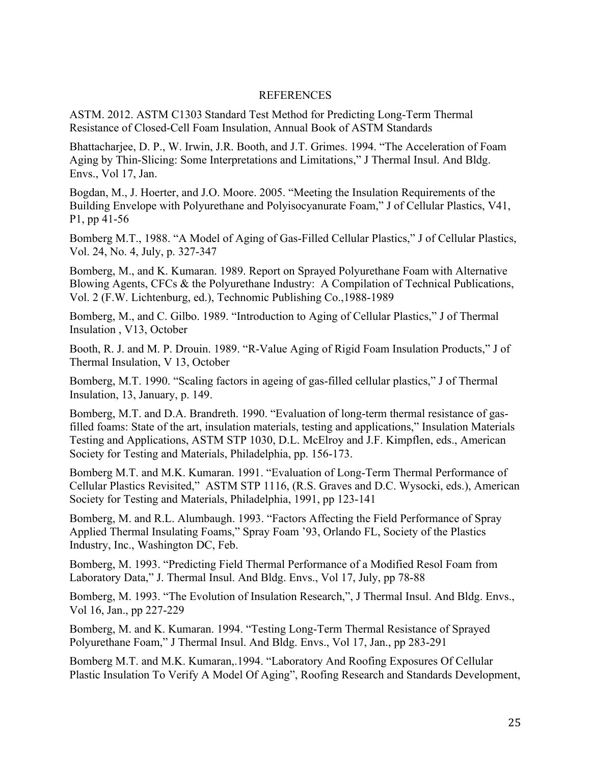## REFERENCES

ASTM. 2012. ASTM C1303 Standard Test Method for Predicting Long-Term Thermal Resistance of Closed-Cell Foam Insulation, Annual Book of ASTM Standards

Bhattacharjee, D. P., W. Irwin, J.R. Booth, and J.T. Grimes. 1994. "The Acceleration of Foam Aging by Thin-Slicing: Some Interpretations and Limitations," J Thermal Insul. And Bldg. Envs., Vol 17, Jan.

Bogdan, M., J. Hoerter, and J.O. Moore. 2005. "Meeting the Insulation Requirements of the Building Envelope with Polyurethane and Polyisocyanurate Foam," J of Cellular Plastics, V41, P1, pp 41-56

Bomberg M.T., 1988. "A Model of Aging of Gas-Filled Cellular Plastics," J of Cellular Plastics, Vol. 24, No. 4, July, p. 327-347

Bomberg, M., and K. Kumaran. 1989. Report on Sprayed Polyurethane Foam with Alternative Blowing Agents, CFCs & the Polyurethane Industry: A Compilation of Technical Publications, Vol. 2 (F.W. Lichtenburg, ed.), Technomic Publishing Co.,1988-1989

Bomberg, M., and C. Gilbo. 1989. "Introduction to Aging of Cellular Plastics," J of Thermal Insulation , V13, October

Booth, R. J. and M. P. Drouin. 1989. "R-Value Aging of Rigid Foam Insulation Products," J of Thermal Insulation, V 13, October

Bomberg, M.T. 1990. "Scaling factors in ageing of gas-filled cellular plastics," J of Thermal Insulation, 13, January, p. 149.

Bomberg, M.T. and D.A. Brandreth. 1990. "Evaluation of long-term thermal resistance of gas-filled foams: State of the art, insulation materials, testing and applications," Insulation Materials Testing and Applications, ASTM STP 1030, D.L. McElroy and J.F. Kimpflen, eds., American Society for Testing and Materials, Philadelphia, pp. 156-173.

Bomberg M.T. and M.K. Kumaran. 1991. "Evaluation of Long-Term Thermal Performance of Cellular Plastics Revisited," ASTM STP 1116, (R.S. Graves and D.C. Wysocki, eds.), American Society for Testing and Materials, Philadelphia, 1991, pp 123-141

Bomberg, M. and R.L. Alumbaugh. 1993. "Factors Affecting the Field Performance of Spray Applied Thermal Insulating Foams," Spray Foam '93, Orlando FL, Society of the Plastics Industry, Inc., Washington DC, Feb.

Bomberg, M. 1993. "Predicting Field Thermal Performance of a Modified Resol Foam from Laboratory Data," J. Thermal Insul. And Bldg. Envs., Vol 17, July, pp 78-88

Bomberg, M. 1993. "The Evolution of Insulation Research,", J Thermal Insul. And Bldg. Envs., Vol 16, Jan., pp 227-229

Bomberg, M. and K. Kumaran. 1994. "Testing Long-Term Thermal Resistance of Sprayed Polyurethane Foam," J Thermal Insul. And Bldg. Envs., Vol 17, Jan., pp 283-291

Bomberg M.T. and M.K. Kumaran,.1994. "Laboratory And Roofing Exposures Of Cellular Plastic Insulation To Verify A Model Of Aging", Roofing Research and Standards Development,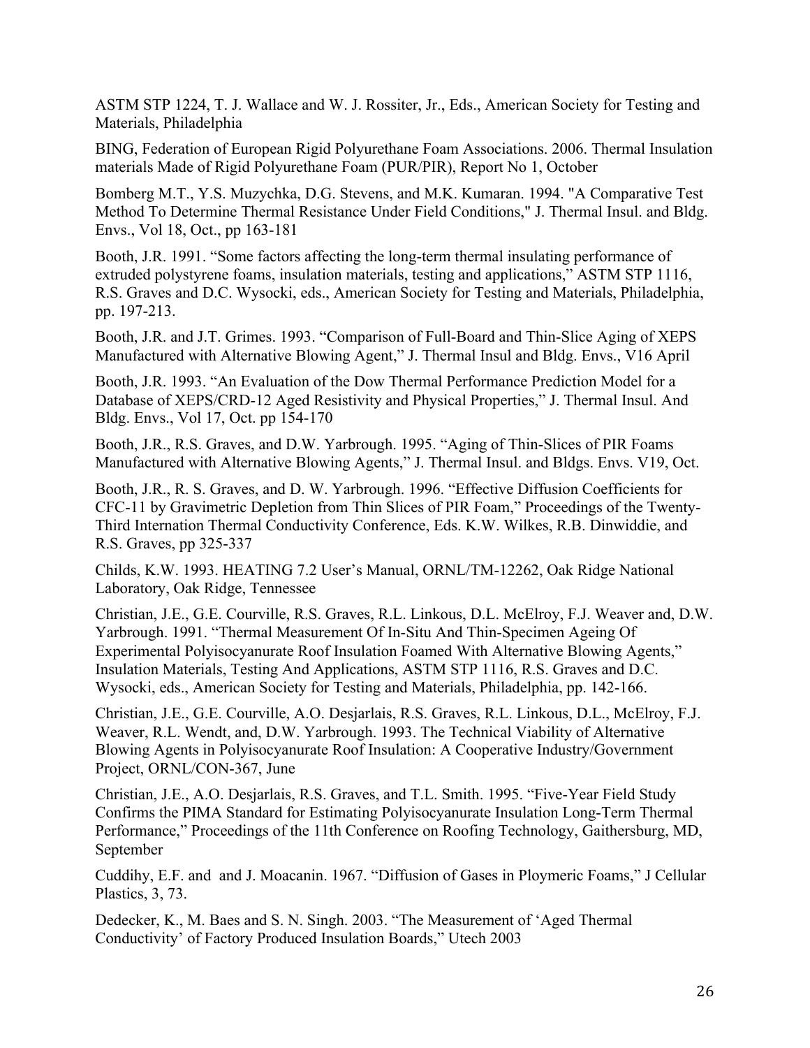ASTM STP 1224, T. J. Wallace and W. J. Rossiter, Jr., Eds., American Society for Testing and Materials, Philadelphia

BING, Federation of European Rigid Polyurethane Foam Associations. 2006. Thermal Insulation materials Made of Rigid Polyurethane Foam (PUR/PIR), Report No 1, October

Bomberg M.T., Y.S. Muzychka, D.G. Stevens, and M.K. Kumaran. 1994. "A Comparative Test Method To Determine Thermal Resistance Under Field Conditions," J. Thermal Insul. and Bldg. Envs., Vol 18, Oct., pp 163-181

Booth, J.R. 1991. "Some factors affecting the long-term thermal insulating performance of extruded polystyrene foams, insulation materials, testing and applications," ASTM STP 1116, R.S. Graves and D.C. Wysocki, eds., American Society for Testing and Materials, Philadelphia, pp. 197-213.

Booth, J.R. and J.T. Grimes. 1993. "Comparison of Full-Board and Thin-Slice Aging of XEPS Manufactured with Alternative Blowing Agent," J. Thermal Insul and Bldg. Envs., V16 April

Booth, J.R. 1993. "An Evaluation of the Dow Thermal Performance Prediction Model for a Database of XEPS/CRD-12 Aged Resistivity and Physical Properties," J. Thermal Insul. And Bldg. Envs., Vol 17, Oct. pp 154-170

Booth, J.R., R.S. Graves, and D.W. Yarbrough. 1995. "Aging of Thin-Slices of PIR Foams Manufactured with Alternative Blowing Agents," J. Thermal Insul. and Bldgs. Envs. V19, Oct.

Booth, J.R., R. S. Graves, and D. W. Yarbrough. 1996. "Effective Diffusion Coefficients for CFC-11 by Gravimetric Depletion from Thin Slices of PIR Foam," Proceedings of the Twenty-Third Internation Thermal Conductivity Conference, Eds. K.W. Wilkes, R.B. Dinwiddie, and R.S. Graves, pp 325-337

Childs, K.W. 1993. HEATING 7.2 User's Manual, ORNL/TM-12262, Oak Ridge National Laboratory, Oak Ridge, Tennessee

Christian, J.E., G.E. Courville, R.S. Graves, R.L. Linkous, D.L. McElroy, F.J. Weaver and, D.W. Yarbrough. 1991. "Thermal Measurement Of In-Situ And Thin-Specimen Ageing Of Experimental Polyisocyanurate Roof Insulation Foamed With Alternative Blowing Agents," Insulation Materials, Testing And Applications, ASTM STP 1116, R.S. Graves and D.C. Wysocki, eds., American Society for Testing and Materials, Philadelphia, pp. 142-166.

Christian, J.E., G.E. Courville, A.O. Desjarlais, R.S. Graves, R.L. Linkous, D.L., McElroy, F.J. Weaver, R.L. Wendt, and, D.W. Yarbrough. 1993. The Technical Viability of Alternative Blowing Agents in Polyisocyanurate Roof Insulation: A Cooperative Industry/Government Project, ORNL/CON-367, June

Christian, J.E., A.O. Desjarlais, R.S. Graves, and T.L. Smith. 1995. "Five-Year Field Study Confirms the PIMA Standard for Estimating Polyisocyanurate Insulation Long-Term Thermal Performance," Proceedings of the 11th Conference on Roofing Technology, Gaithersburg, MD, September

Cuddihy, E.F. and and J. Moacanin. 1967. "Diffusion of Gases in Ploymeric Foams," J Cellular Plastics, 3, 73.

Dedecker, K., M. Baes and S. N. Singh. 2003. "The Measurement of 'Aged Thermal Conductivity' of Factory Produced Insulation Boards," Utech 2003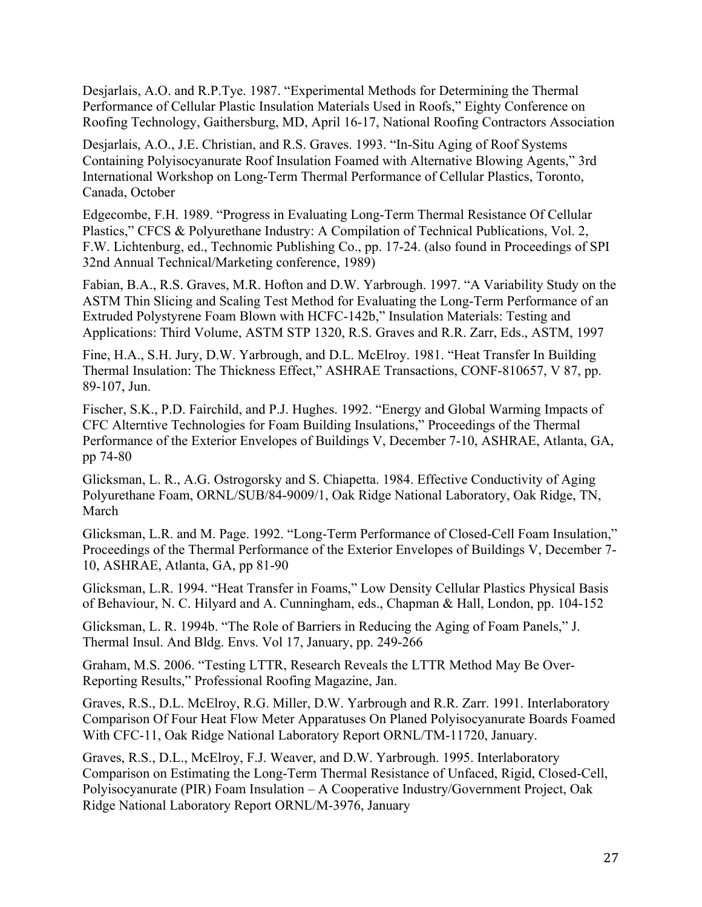Desjarlais, A.O. and R.P.Tye. 1987. "Experimental Methods for Determining the Thermal Performance of Cellular Plastic Insulation Materials Used in Roofs," Eighty Conference on Roofing Technology, Gaithersburg, MD, April 16-17, National Roofing Contractors Association

Desjarlais, A.O., J.E. Christian, and R.S. Graves. 1993. "In-Situ Aging of Roof Systems Containing Polyisocyanurate Roof Insulation Foamed with Alternative Blowing Agents," 3rd International Workshop on Long-Term Thermal Performance of Cellular Plastics, Toronto, Canada, October

Edgecombe, F.H. 1989. "Progress in Evaluating Long-Term Thermal Resistance Of Cellular Plastics," CFCS & Polyurethane Industry: A Compilation of Technical Publications, Vol. 2, F.W. Lichtenburg, ed., Technomic Publishing Co., pp. 17-24. (also found in Proceedings of SPI 32nd Annual Technical/Marketing conference, 1989)

Fabian, B.A., R.S. Graves, M.R. Hofton and D.W. Yarbrough. 1997. "A Variability Study on the ASTM Thin Slicing and Scaling Test Method for Evaluating the Long-Term Performance of an Extruded Polystyrene Foam Blown with HCFC-142b," Insulation Materials: Testing and Applications: Third Volume, ASTM STP 1320, R.S. Graves and R.R. Zarr, Eds., ASTM, 1997

Fine, H.A., S.H. Jury, D.W. Yarbrough, and D.L. McElroy. 1981. "Heat Transfer In Building Thermal Insulation: The Thickness Effect," ASHRAE Transactions, CONF-810657, V 87, pp. 89-107, Jun.

Fischer, S.K., P.D. Fairchild, and P.J. Hughes. 1992. "Energy and Global Warming Impacts of CFC Alterntive Technologies for Foam Building Insulations," Proceedings of the Thermal Performance of the Exterior Envelopes of Buildings V, December 7-10, ASHRAE, Atlanta, GA, pp 74-80

Glicksman, L. R., A.G. Ostrogorsky and S. Chiapetta. 1984. Effective Conductivity of Aging Polyurethane Foam, ORNL/SUB/84-9009/1, Oak Ridge National Laboratory, Oak Ridge, TN, March

Glicksman, L.R. and M. Page. 1992. "Long-Term Performance of Closed-Cell Foam Insulation," Proceedings of the Thermal Performance of the Exterior Envelopes of Buildings V, December 7-10, ASHRAE, Atlanta, GA, pp 81-90

Glicksman, L.R. 1994. "Heat Transfer in Foams," Low Density Cellular Plastics Physical Basis of Behaviour, N. C. Hilyard and A. Cunningham, eds., Chapman & Hall, London, pp. 104-152

Glicksman, L. R. 1994b. "The Role of Barriers in Reducing the Aging of Foam Panels," J. Thermal Insul. And Bldg. Envs. Vol 17, January, pp. 249-266

Graham, M.S. 2006. "Testing LTTR, Research Reveals the LTTR Method May Be Over-Reporting Results," Professional Roofing Magazine, Jan.

Graves, R.S., D.L. McElroy, R.G. Miller, D.W. Yarbrough and R.R. Zarr. 1991. Interlaboratory Comparison Of Four Heat Flow Meter Apparatuses On Planed Polyisocyanurate Boards Foamed With CFC-11, Oak Ridge National Laboratory Report ORNL/TM-11720, January.

Graves, R.S., D.L., McElroy, F.J. Weaver, and D.W. Yarbrough. 1995. Interlaboratory Comparison on Estimating the Long-Term Thermal Resistance of Unfaced, Rigid, Closed-Cell, Polyisocyanurate (PIR) Foam Insulation – A Cooperative Industry/Government Project, Oak Ridge National Laboratory Report ORNL/M-3976, January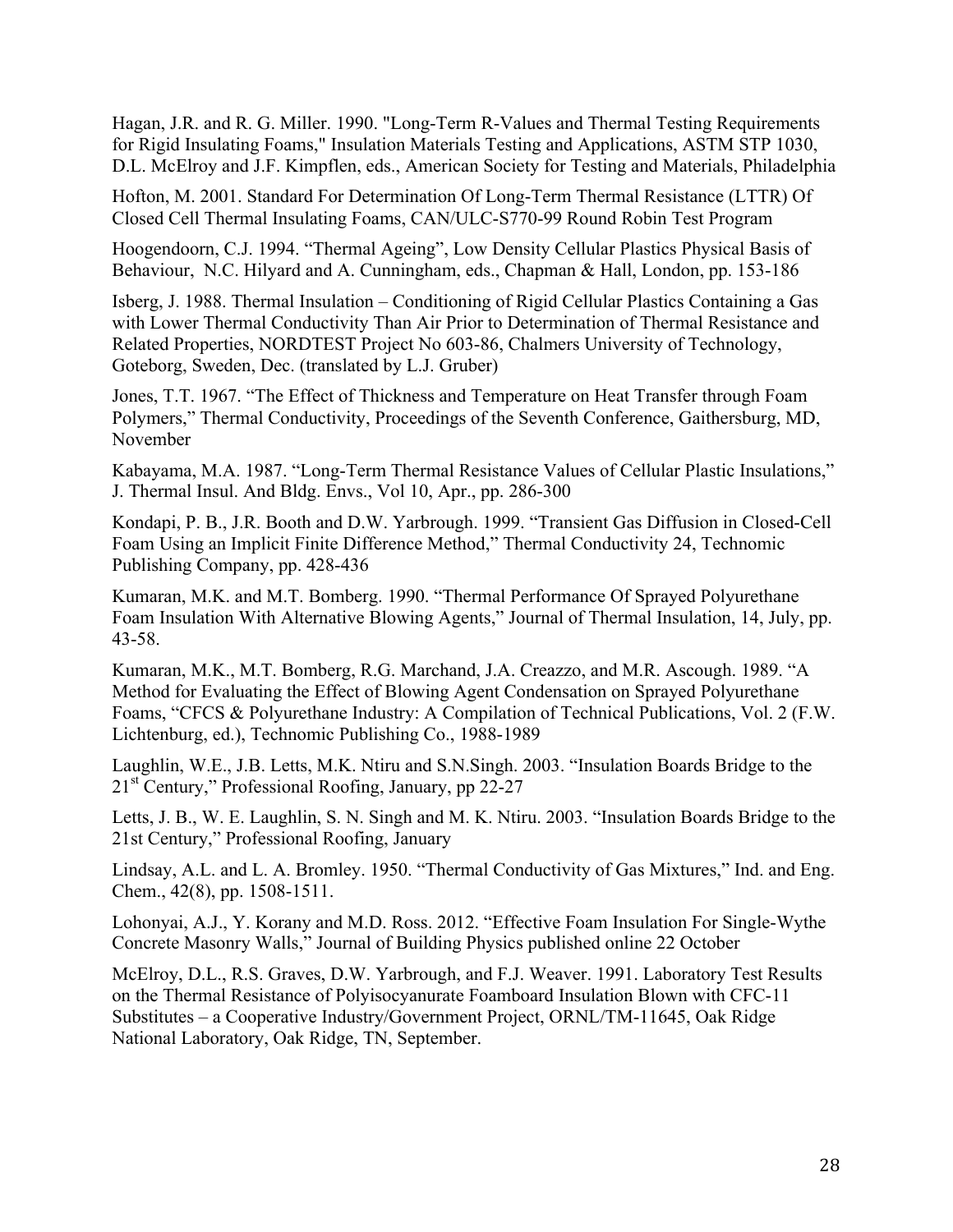Hagan, J.R. and R. G. Miller. 1990. "Long-Term R-Values and Thermal Testing Requirements for Rigid Insulating Foams," Insulation Materials Testing and Applications, ASTM STP 1030, D.L. McElroy and J.F. Kimpflen, eds., American Society for Testing and Materials, Philadelphia

Hofton, M. 2001. Standard For Determination Of Long-Term Thermal Resistance (LTTR) Of Closed Cell Thermal Insulating Foams, CAN/ULC-S770-99 Round Robin Test Program

Hoogendoorn, C.J. 1994. "Thermal Ageing", Low Density Cellular Plastics Physical Basis of Behaviour, N.C. Hilyard and A. Cunningham, eds., Chapman & Hall, London, pp. 153-186

Isberg, J. 1988. Thermal Insulation – Conditioning of Rigid Cellular Plastics Containing a Gas with Lower Thermal Conductivity Than Air Prior to Determination of Thermal Resistance and Related Properties, NORDTEST Project No 603-86, Chalmers University of Technology, Goteborg, Sweden, Dec. (translated by L.J. Gruber)

Jones, T.T. 1967. "The Effect of Thickness and Temperature on Heat Transfer through Foam Polymers," Thermal Conductivity, Proceedings of the Seventh Conference, Gaithersburg, MD, November

Kabayama, M.A. 1987. "Long-Term Thermal Resistance Values of Cellular Plastic Insulations," J. Thermal Insul. And Bldg. Envs., Vol 10, Apr., pp. 286-300

Kondapi, P. B., J.R. Booth and D.W. Yarbrough. 1999. "Transient Gas Diffusion in Closed-Cell Foam Using an Implicit Finite Difference Method," Thermal Conductivity 24, Technomic Publishing Company, pp. 428-436

Kumaran, M.K. and M.T. Bomberg. 1990. "Thermal Performance Of Sprayed Polyurethane Foam Insulation With Alternative Blowing Agents," Journal of Thermal Insulation, 14, July, pp. 43-58.

Kumaran, M.K., M.T. Bomberg, R.G. Marchand, J.A. Creazzo, and M.R. Ascough. 1989. "A Method for Evaluating the Effect of Blowing Agent Condensation on Sprayed Polyurethane Foams, "CFCS & Polyurethane Industry: A Compilation of Technical Publications, Vol. 2 (F.W. Lichtenburg, ed.), Technomic Publishing Co., 1988-1989

Laughlin, W.E., J.B. Letts, M.K. Ntiru and S.N.Singh. 2003. "Insulation Boards Bridge to the 21st Century," Professional Roofing, January, pp 22-27

Letts, J. B., W. E. Laughlin, S. N. Singh and M. K. Ntiru. 2003. "Insulation Boards Bridge to the 21st Century," Professional Roofing, January

Lindsay, A.L. and L. A. Bromley. 1950. "Thermal Conductivity of Gas Mixtures," Ind. and Eng. Chem., 42(8), pp. 1508-1511.

Lohonyai, A.J., Y. Korany and M.D. Ross. 2012. "Effective Foam Insulation For Single-Wythe Concrete Masonry Walls," Journal of Building Physics published online 22 October

McElroy, D.L., R.S. Graves, D.W. Yarbrough, and F.J. Weaver. 1991. Laboratory Test Results on the Thermal Resistance of Polyisocyanurate Foamboard Insulation Blown with CFC-11 Substitutes – a Cooperative Industry/Government Project, ORNL/TM-11645, Oak Ridge National Laboratory, Oak Ridge, TN, September.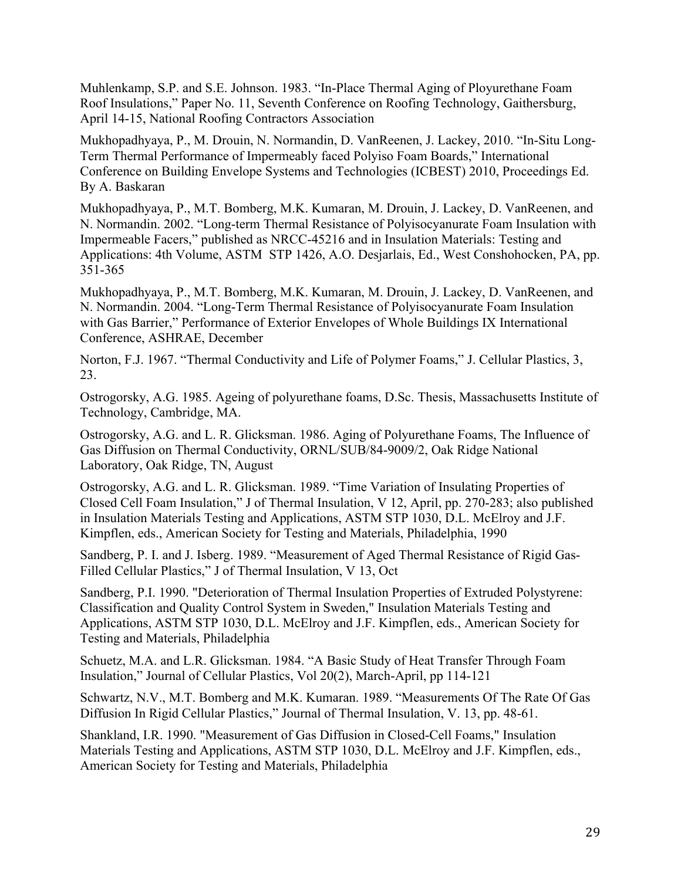Muhlenkamp, S.P. and S.E. Johnson. 1983. "In-Place Thermal Aging of Ployurethane Foam Roof Insulations," Paper No. 11, Seventh Conference on Roofing Technology, Gaithersburg, April 14-15, National Roofing Contractors Association

Mukhopadhyaya, P., M. Drouin, N. Normandin, D. VanReenen, J. Lackey, 2010. "In-Situ Long-Term Thermal Performance of Impermeably faced Polyiso Foam Boards," International Conference on Building Envelope Systems and Technologies (ICBEST) 2010, Proceedings Ed. By A. Baskaran

Mukhopadhyaya, P., M.T. Bomberg, M.K. Kumaran, M. Drouin, J. Lackey, D. VanReenen, and N. Normandin. 2002. "Long-term Thermal Resistance of Polyisocyanurate Foam Insulation with Impermeable Facers," published as NRCC-45216 and in Insulation Materials: Testing and Applications: 4th Volume, ASTM STP 1426, A.O. Desjarlais, Ed., West Conshohocken, PA, pp. 351-365

Mukhopadhyaya, P., M.T. Bomberg, M.K. Kumaran, M. Drouin, J. Lackey, D. VanReenen, and N. Normandin. 2004. "Long-Term Thermal Resistance of Polyisocyanurate Foam Insulation with Gas Barrier," Performance of Exterior Envelopes of Whole Buildings IX International Conference, ASHRAE, December

Norton, F.J. 1967. "Thermal Conductivity and Life of Polymer Foams," J. Cellular Plastics, 3, 23.

Ostrogorsky, A.G. 1985. Ageing of polyurethane foams, D.Sc. Thesis, Massachusetts Institute of Technology, Cambridge, MA.

Ostrogorsky, A.G. and L. R. Glicksman. 1986. Aging of Polyurethane Foams, The Influence of Gas Diffusion on Thermal Conductivity, ORNL/SUB/84-9009/2, Oak Ridge National Laboratory, Oak Ridge, TN, August

Ostrogorsky, A.G. and L. R. Glicksman. 1989. "Time Variation of Insulating Properties of Closed Cell Foam Insulation," J of Thermal Insulation, V 12, April, pp. 270-283; also published in Insulation Materials Testing and Applications, ASTM STP 1030, D.L. McElroy and J.F. Kimpflen, eds., American Society for Testing and Materials, Philadelphia, 1990

Sandberg, P. I. and J. Isberg. 1989. "Measurement of Aged Thermal Resistance of Rigid Gas-Filled Cellular Plastics," J of Thermal Insulation, V 13, Oct

Sandberg, P.I. 1990. "Deterioration of Thermal Insulation Properties of Extruded Polystyrene: Classification and Quality Control System in Sweden," Insulation Materials Testing and Applications, ASTM STP 1030, D.L. McElroy and J.F. Kimpflen, eds., American Society for Testing and Materials, Philadelphia

Schuetz, M.A. and L.R. Glicksman. 1984. "A Basic Study of Heat Transfer Through Foam Insulation," Journal of Cellular Plastics, Vol 20(2), March-April, pp 114-121

Schwartz, N.V., M.T. Bomberg and M.K. Kumaran. 1989. "Measurements Of The Rate Of Gas Diffusion In Rigid Cellular Plastics," Journal of Thermal Insulation, V. 13, pp. 48-61.

Shankland, I.R. 1990. "Measurement of Gas Diffusion in Closed-Cell Foams," Insulation Materials Testing and Applications, ASTM STP 1030, D.L. McElroy and J.F. Kimpflen, eds., American Society for Testing and Materials, Philadelphia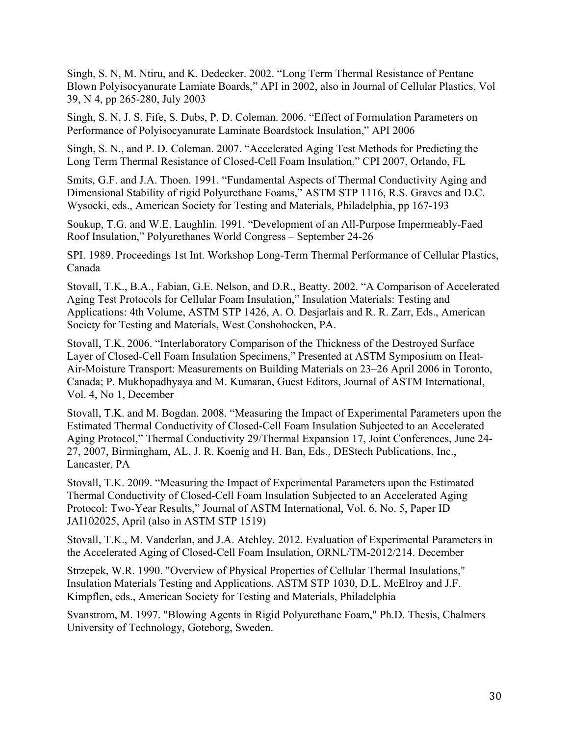Singh, S. N, M. Ntiru, and K. Dedecker. 2002. "Long Term Thermal Resistance of Pentane Blown Polyisocyanurate Lamiate Boards," API in 2002, also in Journal of Cellular Plastics, Vol 39, N 4, pp 265-280, July 2003

Singh, S. N, J. S. Fife, S. Dubs, P. D. Coleman. 2006. "Effect of Formulation Parameters on Performance of Polyisocyanurate Laminate Boardstock Insulation," API 2006

Singh, S. N., and P. D. Coleman. 2007. "Accelerated Aging Test Methods for Predicting the Long Term Thermal Resistance of Closed-Cell Foam Insulation," CPI 2007, Orlando, FL

Smits, G.F. and J.A. Thoen. 1991. "Fundamental Aspects of Thermal Conductivity Aging and Dimensional Stability of rigid Polyurethane Foams," ASTM STP 1116, R.S. Graves and D.C. Wysocki, eds., American Society for Testing and Materials, Philadelphia, pp 167-193

Soukup, T.G. and W.E. Laughlin. 1991. "Development of an All-Purpose Impermeably-Faed Roof Insulation," Polyurethanes World Congress – September 24-26

SPI. 1989. Proceedings 1st Int. Workshop Long-Term Thermal Performance of Cellular Plastics, Canada

Stovall, T.K., B.A., Fabian, G.E. Nelson, and D.R., Beatty. 2002. "A Comparison of Accelerated Aging Test Protocols for Cellular Foam Insulation," Insulation Materials: Testing and Applications: 4th Volume, ASTM STP 1426, A. O. Desjarlais and R. R. Zarr, Eds., American Society for Testing and Materials, West Conshohocken, PA.

Stovall, T.K. 2006. "Interlaboratory Comparison of the Thickness of the Destroyed Surface Layer of Closed-Cell Foam Insulation Specimens," Presented at ASTM Symposium on Heat-Air-Moisture Transport: Measurements on Building Materials on 23–26 April 2006 in Toronto, Canada; P. Mukhopadhyaya and M. Kumaran, Guest Editors, Journal of ASTM International, Vol. 4, No 1, December

Stovall, T.K. and M. Bogdan. 2008. "Measuring the Impact of Experimental Parameters upon the Estimated Thermal Conductivity of Closed-Cell Foam Insulation Subjected to an Accelerated Aging Protocol," Thermal Conductivity 29/Thermal Expansion 17, Joint Conferences, June 24-27, 2007, Birmingham, AL, J. R. Koenig and H. Ban, Eds., DEStech Publications, Inc., Lancaster, PA

Stovall, T.K. 2009. "Measuring the Impact of Experimental Parameters upon the Estimated Thermal Conductivity of Closed-Cell Foam Insulation Subjected to an Accelerated Aging Protocol: Two-Year Results," Journal of ASTM International, Vol. 6, No. 5, Paper ID JAI102025, April (also in ASTM STP 1519)

Stovall, T.K., M. Vanderlan, and J.A. Atchley. 2012. Evaluation of Experimental Parameters in the Accelerated Aging of Closed-Cell Foam Insulation, ORNL/TM-2012/214. December

Strzepek, W.R. 1990. "Overview of Physical Properties of Cellular Thermal Insulations," Insulation Materials Testing and Applications, ASTM STP 1030, D.L. McElroy and J.F. Kimpflen, eds., American Society for Testing and Materials, Philadelphia

Svanstrom, M. 1997. "Blowing Agents in Rigid Polyurethane Foam," Ph.D. Thesis, Chalmers University of Technology, Goteborg, Sweden.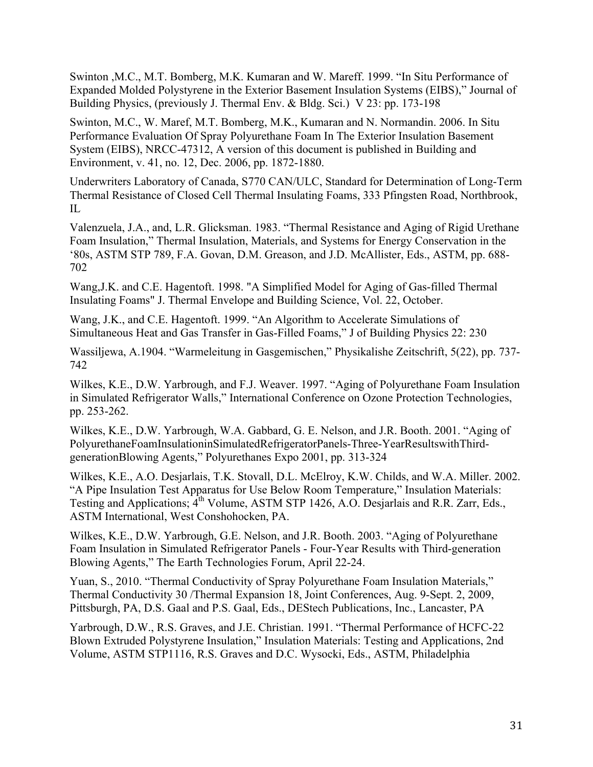Swinton ,M.C., M.T. Bomberg, M.K. Kumaran and W. Mareff. 1999. "In Situ Performance of Expanded Molded Polystyrene in the Exterior Basement Insulation Systems (EIBS)," Journal of Building Physics, (previously J. Thermal Env. & Bldg. Sci.) V 23: pp. 173-198

Swinton, M.C., W. Maref, M.T. Bomberg, M.K., Kumaran and N. Normandin. 2006. In Situ Performance Evaluation Of Spray Polyurethane Foam In The Exterior Insulation Basement System (EIBS), NRCC-47312, A version of this document is published in Building and Environment, v. 41, no. 12, Dec. 2006, pp. 1872-1880.

Underwriters Laboratory of Canada, S770 CAN/ULC, Standard for Determination of Long-Term Thermal Resistance of Closed Cell Thermal Insulating Foams, 333 Pfingsten Road, Northbrook, IL

Valenzuela, J.A., and, L.R. Glicksman. 1983. "Thermal Resistance and Aging of Rigid Urethane Foam Insulation," Thermal Insulation, Materials, and Systems for Energy Conservation in the '80s, ASTM STP 789, F.A. Govan, D.M. Greason, and J.D. McAllister, Eds., ASTM, pp. 688-702

Wang,J.K. and C.E. Hagentoft. 1998. "A Simplified Model for Aging of Gas-filled Thermal Insulating Foams" J. Thermal Envelope and Building Science, Vol. 22, October.

Wang, J.K., and C.E. Hagentoft. 1999. "An Algorithm to Accelerate Simulations of Simultaneous Heat and Gas Transfer in Gas-Filled Foams," J of Building Physics 22: 230

Wassiljewa, A.1904. "Warmeleitung in Gasgemischen," Physikalishe Zeitschrift, 5(22), pp. 737-742

Wilkes, K.E., D.W. Yarbrough, and F.J. Weaver. 1997. "Aging of Polyurethane Foam Insulation in Simulated Refrigerator Walls," International Conference on Ozone Protection Technologies, pp. 253-262.

Wilkes, K.E., D.W. Yarbrough, W.A. Gabbard, G. E. Nelson, and J.R. Booth. 2001. "Aging of PolyurethaneFoamInsulationinSimulatedRefrigeratorPanels-Three-YearResultswithThird-generationBlowing Agents," Polyurethanes Expo 2001, pp. 313-324

Wilkes, K.E., A.O. Desjarlais, T.K. Stovall, D.L. McElroy, K.W. Childs, and W.A. Miller. 2002. "A Pipe Insulation Test Apparatus for Use Below Room Temperature," Insulation Materials: Testing and Applications; 4th Volume, ASTM STP 1426, A.O. Desjarlais and R.R. Zarr, Eds., ASTM International, West Conshohocken, PA.

Wilkes, K.E., D.W. Yarbrough, G.E. Nelson, and J.R. Booth. 2003. "Aging of Polyurethane Foam Insulation in Simulated Refrigerator Panels - Four-Year Results with Third-generation Blowing Agents," The Earth Technologies Forum, April 22-24.

Yuan, S., 2010. "Thermal Conductivity of Spray Polyurethane Foam Insulation Materials," Thermal Conductivity 30 /Thermal Expansion 18, Joint Conferences, Aug. 9-Sept. 2, 2009, Pittsburgh, PA, D.S. Gaal and P.S. Gaal, Eds., DEStech Publications, Inc., Lancaster, PA

Yarbrough, D.W., R.S. Graves, and J.E. Christian. 1991. "Thermal Performance of HCFC-22 Blown Extruded Polystyrene Insulation," Insulation Materials: Testing and Applications, 2nd Volume, ASTM STP1116, R.S. Graves and D.C. Wysocki, Eds., ASTM, Philadelphia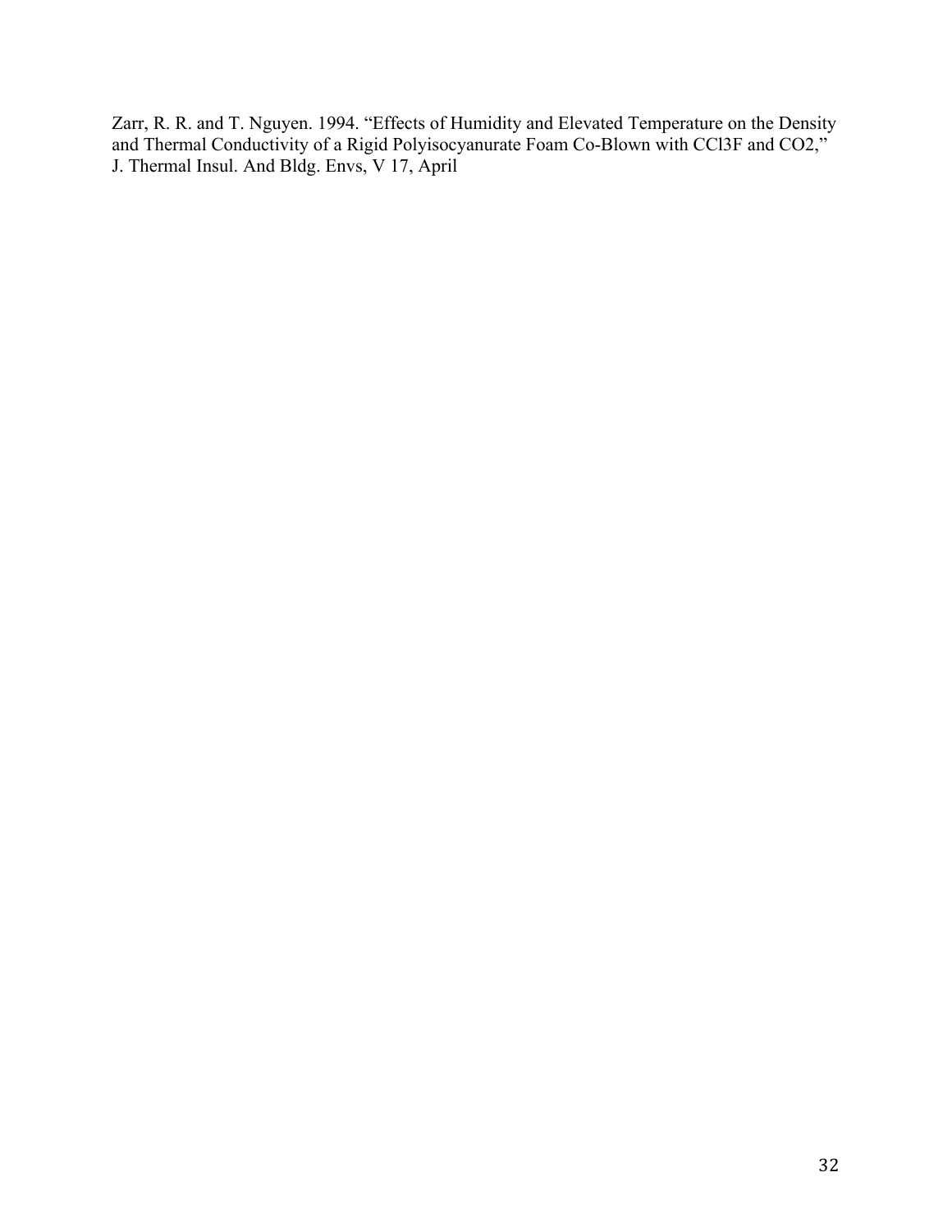Zarr, R. R. and T. Nguyen. 1994. "Effects of Humidity and Elevated Temperature on the Density and Thermal Conductivity of a Rigid Polyisocyanurate Foam Co-Blown with $CCl_3F$ and $CO_2$," J. Thermal Insul. And Bldg. Envs, V 17, April